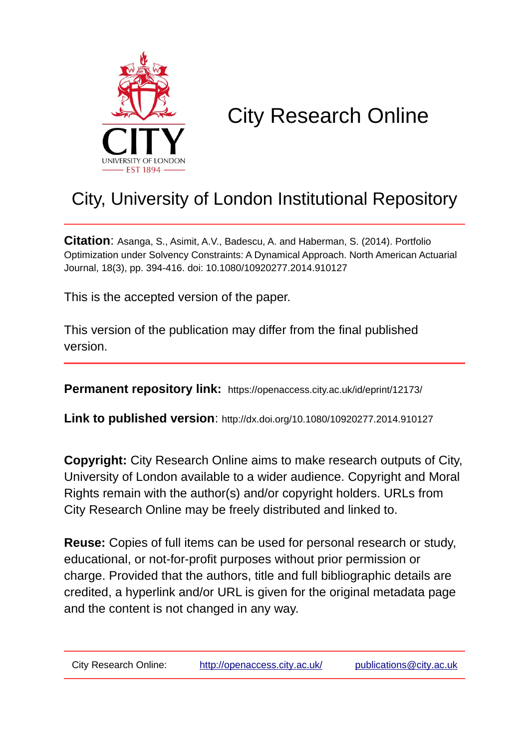# City Research Online

## City, University of London Institutional Repository

**Citation**: Asanga, S., Asimit, A.V., Badescu, A. and Haberman, S. (2014). Portfolio Optimization under Solvency Constraints: A Dynamical Approach. North American Actuarial Journal, 18(3), pp. 394-416. doi: 10.1080/10920277.2014.910127

This is the accepted version of the paper.

This version of the publication may differ from the final published version.

**Permanent repository link:** https://openaccess.city.ac.uk/id/eprint/12173/

**Link to published version**: http://dx.doi.org/10.1080/10920277.2014.910127

**Copyright:** City Research Online aims to make research outputs of City, University of London available to a wider audience. Copyright and Moral Rights remain with the author(s) and/or copyright holders. URLs from City Research Online may be freely distributed and linked to.

**Reuse:** Copies of full items can be used for personal research or study, educational, or not-for-profit purposes without prior permission or charge. Provided that the authors, title and full bibliographic details are credited, a hyperlink and/or URL is given for the original metadata page and the content is not changed in any way.

City Research Online: http://openaccess.city.ac.uk/ publications@city.ac.uk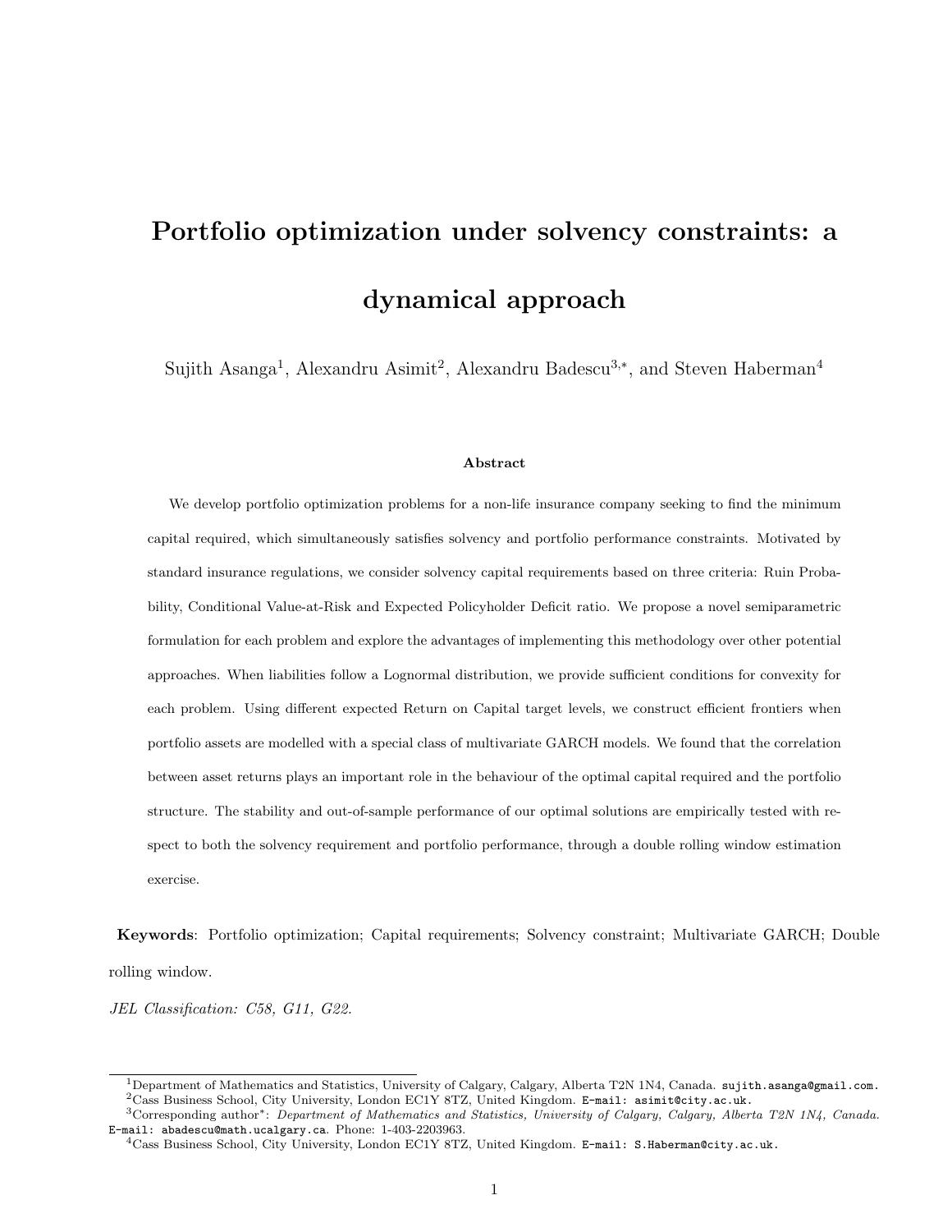# Portfolio optimization under solvency constraints: a dynamical approach

Sujith Asanga[1], Alexandru Asimit[2], Alexandru Badescu[3,*], and Steven Haberman[4]

### Abstract

We develop portfolio optimization problems for a non-life insurance company seeking to find the minimum capital required, which simultaneously satisfies solvency and portfolio performance constraints. Motivated by standard insurance regulations, we consider solvency capital requirements based on three criteria: Ruin Probability, Conditional Value-at-Risk and Expected Policyholder Deficit ratio. We propose a novel semiparametric formulation for each problem and explore the advantages of implementing this methodology over other potential approaches. When liabilities follow a Lognormal distribution, we provide sufficient conditions for convexity for each problem. Using different expected Return on Capital target levels, we construct efficient frontiers when portfolio assets are modelled with a special class of multivariate GARCH models. We found that the correlation between asset returns plays an important role in the behaviour of the optimal capital required and the portfolio structure. The stability and out-of-sample performance of our optimal solutions are empirically tested with respect to both the solvency requirement and portfolio performance, through a double rolling window estimation exercise.

**Keywords**: Portfolio optimization; Capital requirements; Solvency constraint; Multivariate GARCH; Double rolling window.

*JEL Classification: C58, G11, G22.*

---

[1]Department of Mathematics and Statistics, University of Calgary, Calgary, Alberta T2N 1N4, Canada. sujith.asanga@gmail.com.

[2]Cass Business School, City University, London EC1Y 8TZ, United Kingdom. E-mail: asimit@city.ac.uk.

[3]Corresponding author*: *Department of Mathematics and Statistics, University of Calgary, Calgary, Alberta T2N 1N4, Canada.* E-mail: abadescu@math.ucalgary.ca. Phone: 1-403-2203963.

[4]Cass Business School, City University, London EC1Y 8TZ, United Kingdom. E-mail: S.Haberman@city.ac.uk.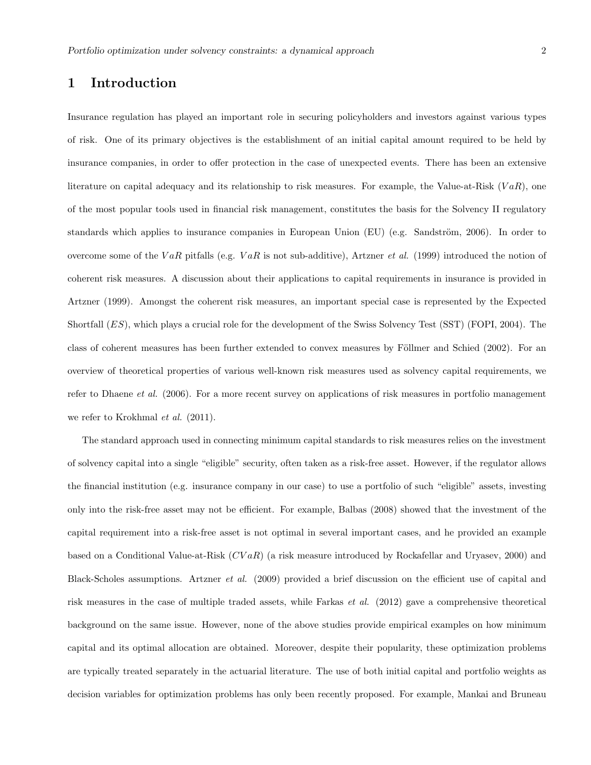# 1 Introduction

Insurance regulation has played an important role in securing policyholders and investors against various types of risk. One of its primary objectives is the establishment of an initial capital amount required to be held by insurance companies, in order to offer protection in the case of unexpected events. There has been an extensive literature on capital adequacy and its relationship to risk measures. For example, the Value-at-Risk ($VaR$), one of the most popular tools used in financial risk management, constitutes the basis for the Solvency II regulatory standards which applies to insurance companies in European Union (EU) (e.g. Sandström, 2006). In order to overcome some of the $VaR$ pitfalls (e.g. $VaR$ is not sub-additive), Artzner *et al.* (1999) introduced the notion of coherent risk measures. A discussion about their applications to capital requirements in insurance is provided in Artzner (1999). Amongst the coherent risk measures, an important special case is represented by the Expected Shortfall ($ES$), which plays a crucial role for the development of the Swiss Solvency Test (SST) (FOPI, 2004). The class of coherent measures has been further extended to convex measures by Föllmer and Schied (2002). For an overview of theoretical properties of various well-known risk measures used as solvency capital requirements, we refer to Dhaene *et al.* (2006). For a more recent survey on applications of risk measures in portfolio management we refer to Krokhmal *et al.* (2011).

The standard approach used in connecting minimum capital standards to risk measures relies on the investment of solvency capital into a single "eligible" security, often taken as a risk-free asset. However, if the regulator allows the financial institution (e.g. insurance company in our case) to use a portfolio of such "eligible" assets, investing only into the risk-free asset may not be efficient. For example, Balbas (2008) showed that the investment of the capital requirement into a risk-free asset is not optimal in several important cases, and he provided an example based on a Conditional Value-at-Risk ($CVaR$) (a risk measure introduced by Rockafellar and Uryasev, 2000) and Black-Scholes assumptions. Artzner *et al.* (2009) provided a brief discussion on the efficient use of capital and risk measures in the case of multiple traded assets, while Farkas *et al.* (2012) gave a comprehensive theoretical background on the same issue. However, none of the above studies provide empirical examples on how minimum capital and its optimal allocation are obtained. Moreover, despite their popularity, these optimization problems are typically treated separately in the actuarial literature. The use of both initial capital and portfolio weights as decision variables for optimization problems has only been recently proposed. For example, Mankai and Bruneau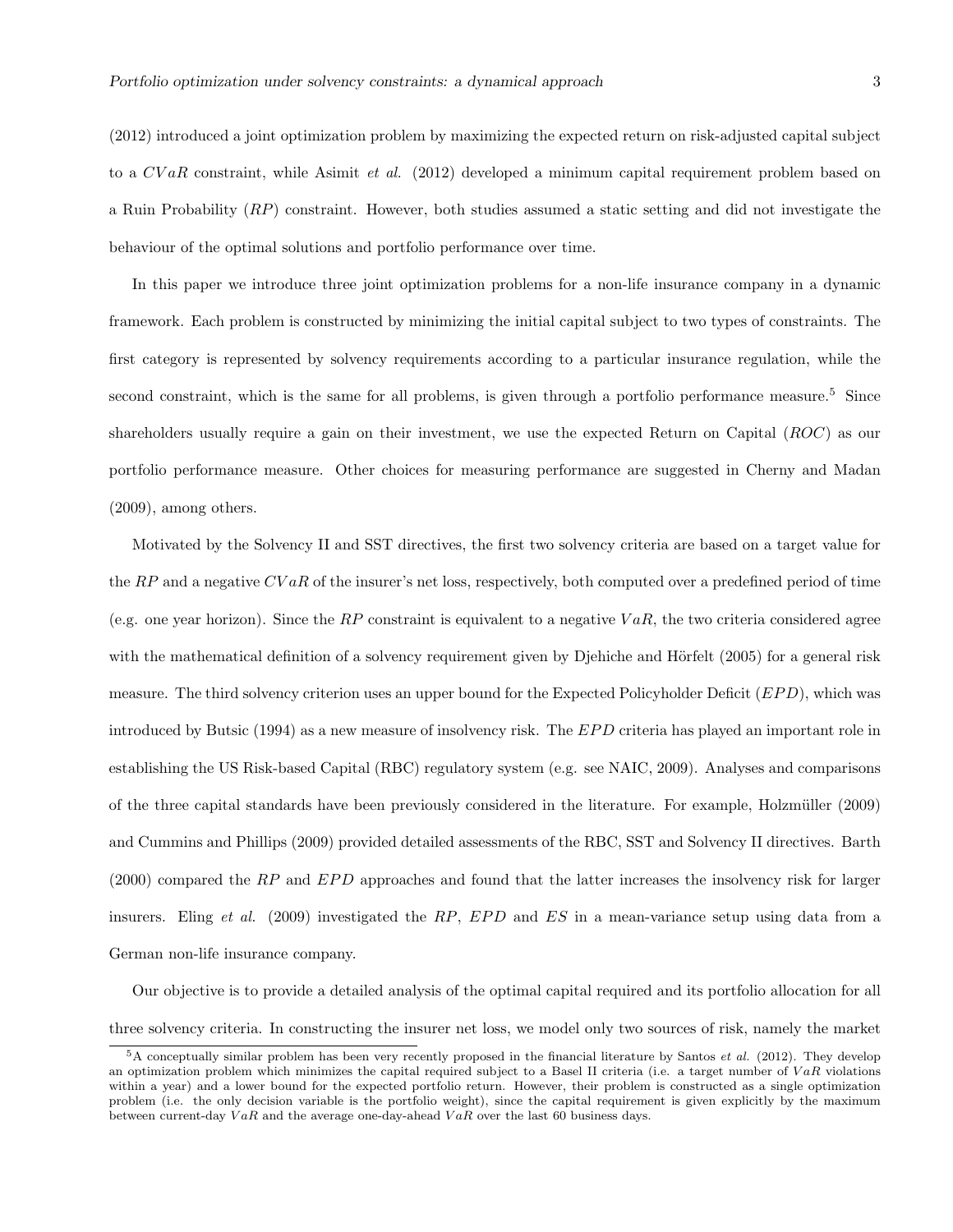(2012) introduced a joint optimization problem by maximizing the expected return on risk-adjusted capital subject to a $CVaR$ constraint, while Asimit *et al.* (2012) developed a minimum capital requirement problem based on a Ruin Probability ($RP$) constraint. However, both studies assumed a static setting and did not investigate the behaviour of the optimal solutions and portfolio performance over time.

In this paper we introduce three joint optimization problems for a non-life insurance company in a dynamic framework. Each problem is constructed by minimizing the initial capital subject to two types of constraints. The first category is represented by solvency requirements according to a particular insurance regulation, while the second constraint, which is the same for all problems, is given through a portfolio performance measure.[5] Since shareholders usually require a gain on their investment, we use the expected Return on Capital ($ROC$) as our portfolio performance measure. Other choices for measuring performance are suggested in Cherny and Madan (2009), among others.

Motivated by the Solvency II and SST directives, the first two solvency criteria are based on a target value for the $RP$ and a negative $CVaR$ of the insurer's net loss, respectively, both computed over a predefined period of time (e.g. one year horizon). Since the $RP$ constraint is equivalent to a negative $VaR$, the two criteria considered agree with the mathematical definition of a solvency requirement given by Djehiche and Hörfelt (2005) for a general risk measure. The third solvency criterion uses an upper bound for the Expected Policyholder Deficit ($EPD$), which was introduced by Butsic (1994) as a new measure of insolvency risk. The $EPD$ criteria has played an important role in establishing the US Risk-based Capital (RBC) regulatory system (e.g. see NAIC, 2009). Analyses and comparisons of the three capital standards have been previously considered in the literature. For example, Holzmüller (2009) and Cummins and Phillips (2009) provided detailed assessments of the RBC, SST and Solvency II directives. Barth (2000) compared the $RP$ and $EPD$ approaches and found that the latter increases the insolvency risk for larger insurers. Eling *et al.* (2009) investigated the $RP$, $EPD$ and $ES$ in a mean-variance setup using data from a German non-life insurance company.

Our objective is to provide a detailed analysis of the optimal capital required and its portfolio allocation for all three solvency criteria. In constructing the insurer net loss, we model only two sources of risk, namely the market

[5] A conceptually similar problem has been very recently proposed in the financial literature by Santos *et al.* (2012). They develop an optimization problem which minimizes the capital required subject to a Basel II criteria (i.e. a target number of $VaR$ violations within a year) and a lower bound for the expected portfolio return. However, their problem is constructed as a single optimization problem (i.e. the only decision variable is the portfolio weight), since the capital requirement is given explicitly by the maximum between current-day $VaR$ and the average one-day-ahead $VaR$ over the last 60 business days.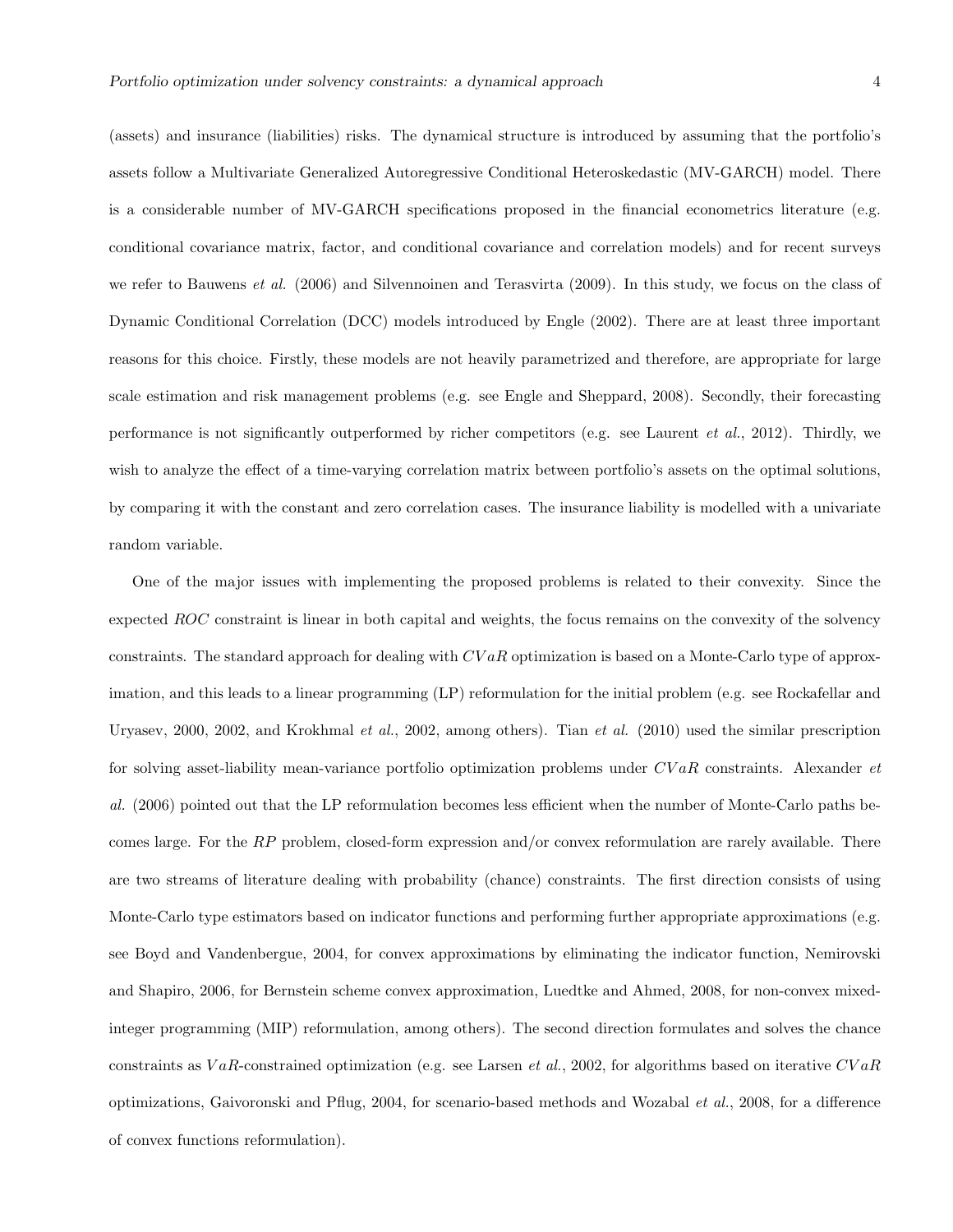(assets) and insurance (liabilities) risks. The dynamical structure is introduced by assuming that the portfolio's assets follow a Multivariate Generalized Autoregressive Conditional Heteroskedastic (MV-GARCH) model. There is a considerable number of MV-GARCH specifications proposed in the financial econometrics literature (e.g. conditional covariance matrix, factor, and conditional covariance and correlation models) and for recent surveys we refer to Bauwens *et al.* (2006) and Silvennoinen and Terasvirta (2009). In this study, we focus on the class of Dynamic Conditional Correlation (DCC) models introduced by Engle (2002). There are at least three important reasons for this choice. Firstly, these models are not heavily parametrized and therefore, are appropriate for large scale estimation and risk management problems (e.g. see Engle and Sheppard, 2008). Secondly, their forecasting performance is not significantly outperformed by richer competitors (e.g. see Laurent *et al.*, 2012). Thirdly, we wish to analyze the effect of a time-varying correlation matrix between portfolio's assets on the optimal solutions, by comparing it with the constant and zero correlation cases. The insurance liability is modelled with a univariate random variable.

One of the major issues with implementing the proposed problems is related to their convexity. Since the expected $ROC$ constraint is linear in both capital and weights, the focus remains on the convexity of the solvency constraints. The standard approach for dealing with $CVaR$ optimization is based on a Monte-Carlo type of approximation, and this leads to a linear programming (LP) reformulation for the initial problem (e.g. see Rockafellar and Uryasev, 2000, 2002, and Krokhmal *et al.*, 2002, among others). Tian *et al.* (2010) used the similar prescription for solving asset-liability mean-variance portfolio optimization problems under $CVaR$ constraints. Alexander *et al.* (2006) pointed out that the LP reformulation becomes less efficient when the number of Monte-Carlo paths becomes large. For the $RP$ problem, closed-form expression and/or convex reformulation are rarely available. There are two streams of literature dealing with probability (chance) constraints. The first direction consists of using Monte-Carlo type estimators based on indicator functions and performing further appropriate approximations (e.g. see Boyd and Vandenbergue, 2004, for convex approximations by eliminating the indicator function, Nemirovski and Shapiro, 2006, for Bernstein scheme convex approximation, Luedtke and Ahmed, 2008, for non-convex mixed-integer programming (MIP) reformulation, among others). The second direction formulates and solves the chance constraints as $VaR$-constrained optimization (e.g. see Larsen *et al.*, 2002, for algorithms based on iterative $CVaR$ optimizations, Gaivoronski and Pflug, 2004, for scenario-based methods and Wozabal *et al.*, 2008, for a difference of convex functions reformulation).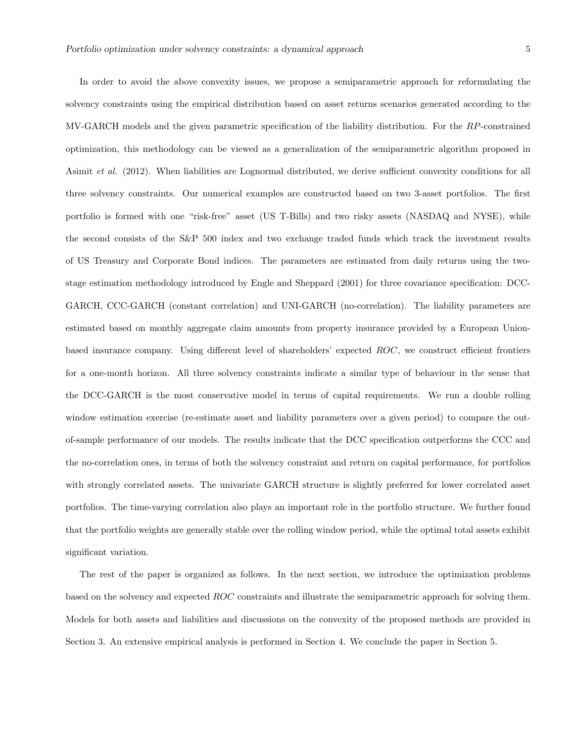In order to avoid the above convexity issues, we propose a semiparametric approach for reformulating the solvency constraints using the empirical distribution based on asset returns scenarios generated according to the MV-GARCH models and the given parametric specification of the liability distribution. For the *RP*-constrained optimization, this methodology can be viewed as a generalization of the semiparametric algorithm proposed in Asimit *et al.* (2012). When liabilities are Lognormal distributed, we derive sufficient convexity conditions for all three solvency constraints. Our numerical examples are constructed based on two 3-asset portfolios. The first portfolio is formed with one "risk-free" asset (US T-Bills) and two risky assets (NASDAQ and NYSE), while the second consists of the S&P 500 index and two exchange traded funds which track the investment results of US Treasury and Corporate Bond indices. The parameters are estimated from daily returns using the two-stage estimation methodology introduced by Engle and Sheppard (2001) for three covariance specification: DCC-GARCH, CCC-GARCH (constant correlation) and UNI-GARCH (no-correlation). The liability parameters are estimated based on monthly aggregate claim amounts from property insurance provided by a European Union-based insurance company. Using different level of shareholders' expected *ROC*, we construct efficient frontiers for a one-month horizon. All three solvency constraints indicate a similar type of behaviour in the sense that the DCC-GARCH is the most conservative model in terms of capital requirements. We run a double rolling window estimation exercise (re-estimate asset and liability parameters over a given period) to compare the out-of-sample performance of our models. The results indicate that the DCC specification outperforms the CCC and the no-correlation ones, in terms of both the solvency constraint and return on capital performance, for portfolios with strongly correlated assets. The univariate GARCH structure is slightly preferred for lower correlated asset portfolios. The time-varying correlation also plays an important role in the portfolio structure. We further found that the portfolio weights are generally stable over the rolling window period, while the optimal total assets exhibit significant variation.

The rest of the paper is organized as follows. In the next section, we introduce the optimization problems based on the solvency and expected *ROC* constraints and illustrate the semiparametric approach for solving them. Models for both assets and liabilities and discussions on the convexity of the proposed methods are provided in Section 3. An extensive empirical analysis is performed in Section 4. We conclude the paper in Section 5.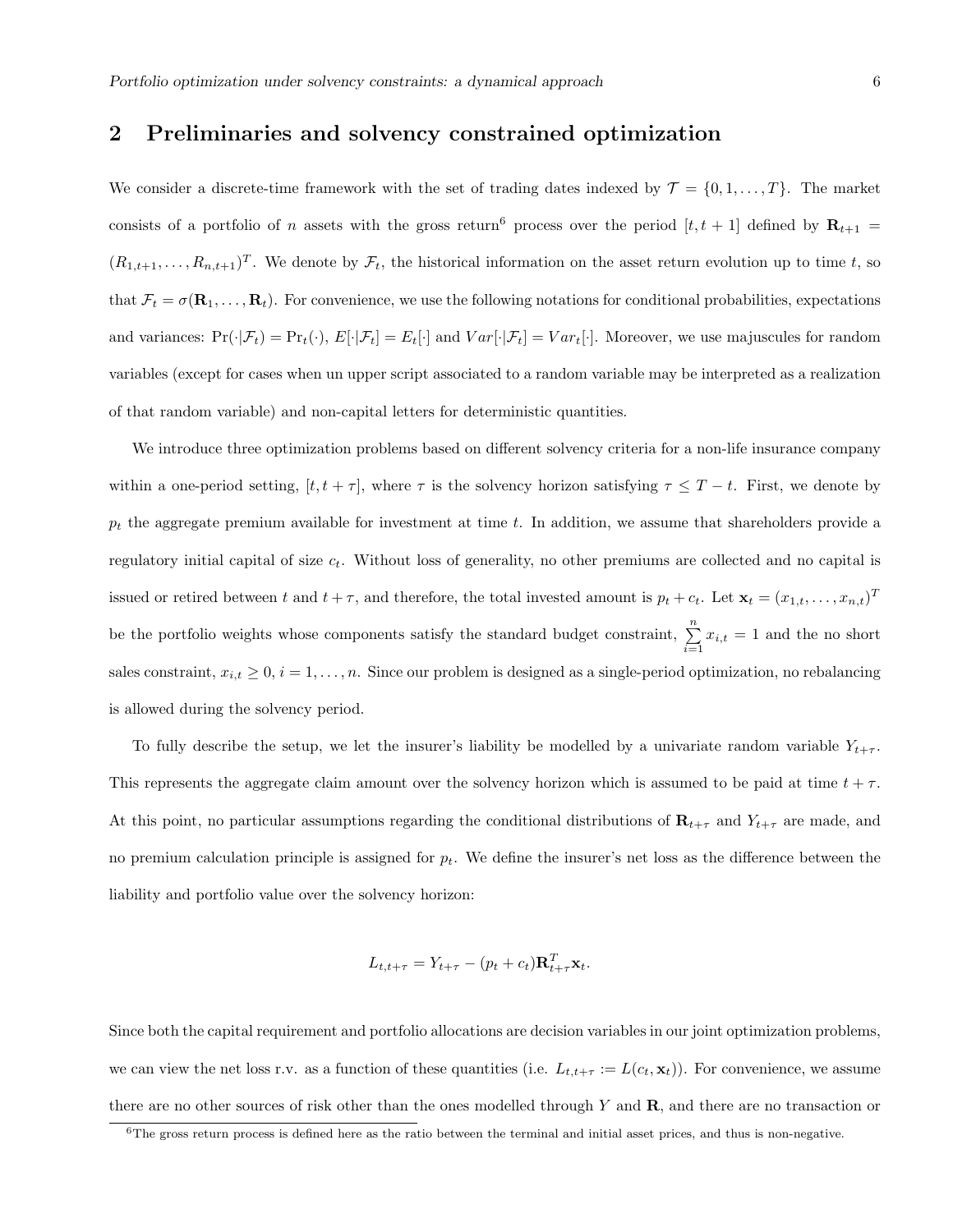## 2 Preliminaries and solvency constrained optimization

We consider a discrete-time framework with the set of trading dates indexed by $\mathcal{T} = \{0, 1, \ldots, T\}$. The market consists of a portfolio of $n$ assets with the gross return[6] process over the period $[t, t+1]$ defined by $\mathbf{R}_{t+1} = (R_{1,t+1}, \ldots, R_{n,t+1})^T$. We denote by $\mathcal{F}_t$, the historical information on the asset return evolution up to time $t$, so that $\mathcal{F}_t = \sigma(\mathbf{R}_1, \ldots, \mathbf{R}_t)$. For convenience, we use the following notations for conditional probabilities, expectations and variances: $\Pr(\cdot|\mathcal{F}_t) = \Pr_t(\cdot)$, $E[\cdot|\mathcal{F}_t] = E_t[\cdot]$ and $Var[\cdot|\mathcal{F}_t] = Var_t[\cdot]$. Moreover, we use majuscules for random variables (except for cases when un upper script associated to a random variable may be interpreted as a realization of that random variable) and non-capital letters for deterministic quantities.

We introduce three optimization problems based on different solvency criteria for a non-life insurance company within a one-period setting, $[t, t+\tau]$, where $\tau$ is the solvency horizon satisfying $\tau \leq T - t$. First, we denote by $p_t$ the aggregate premium available for investment at time $t$. In addition, we assume that shareholders provide a regulatory initial capital of size $c_t$. Without loss of generality, no other premiums are collected and no capital is issued or retired between $t$ and $t+\tau$, and therefore, the total invested amount is $p_t + c_t$. Let $\mathbf{x}_t = (x_{1,t}, \ldots, x_{n,t})^T$ be the portfolio weights whose components satisfy the standard budget constraint, $\sum_{i=1}^{n} x_{i,t} = 1$ and the no short sales constraint, $x_{i,t} \geq 0$, $i = 1, \ldots, n$. Since our problem is designed as a single-period optimization, no rebalancing is allowed during the solvency period.

To fully describe the setup, we let the insurer's liability be modelled by a univariate random variable $Y_{t+\tau}$. This represents the aggregate claim amount over the solvency horizon which is assumed to be paid at time $t+\tau$. At this point, no particular assumptions regarding the conditional distributions of $\mathbf{R}_{t+\tau}$ and $Y_{t+\tau}$ are made, and no premium calculation principle is assigned for $p_t$. We define the insurer's net loss as the difference between the liability and portfolio value over the solvency horizon:

$$L_{t,t+\tau} = Y_{t+\tau} - (p_t + c_t)\mathbf{R}_{t+\tau}^T \mathbf{x}_t.$$

Since both the capital requirement and portfolio allocations are decision variables in our joint optimization problems, we can view the net loss r.v. as a function of these quantities (i.e. $L_{t,t+\tau} := L(c_t, \mathbf{x}_t)$). For convenience, we assume there are no other sources of risk other than the ones modelled through $Y$ and $\mathbf{R}$, and there are no transaction or

[6] The gross return process is defined here as the ratio between the terminal and initial asset prices, and thus is non-negative.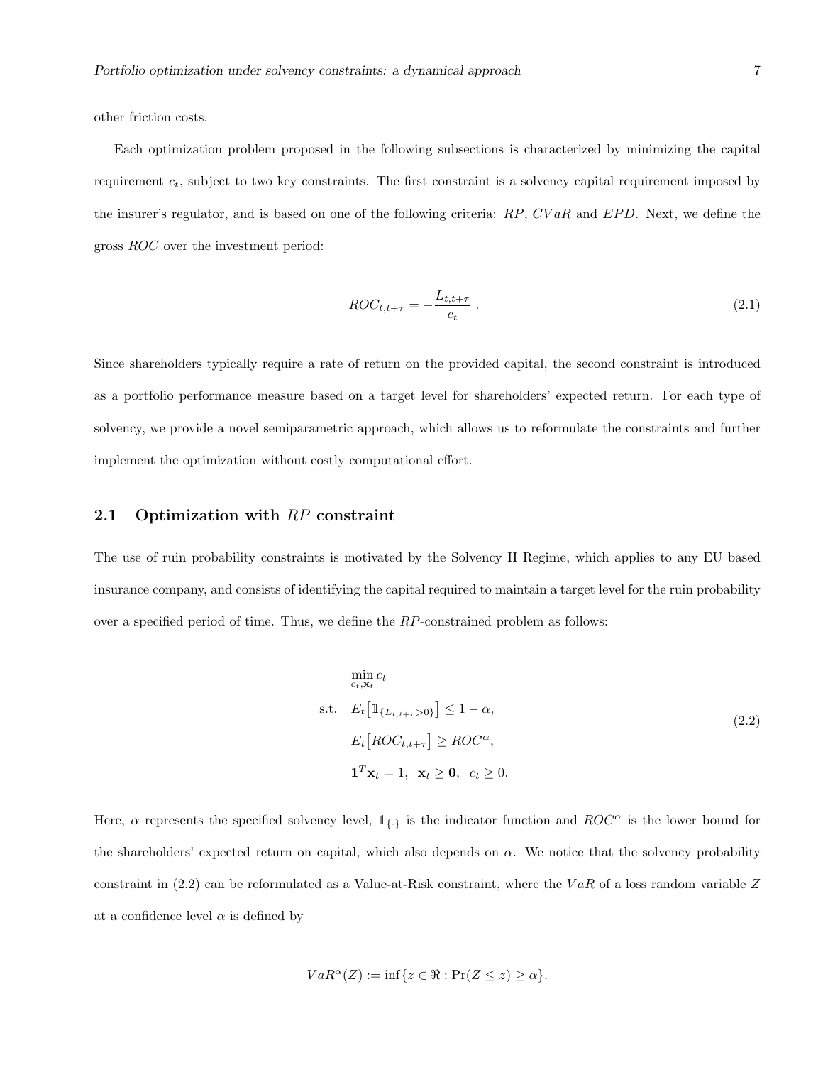other friction costs.

Each optimization problem proposed in the following subsections is characterized by minimizing the capital requirement $c_t$, subject to two key constraints. The first constraint is a solvency capital requirement imposed by the insurer's regulator, and is based on one of the following criteria: $RP$, $CVaR$ and $EPD$. Next, we define the gross $ROC$ over the investment period:

$$ROC_{t,t+\tau} = -\frac{L_{t,t+\tau}}{c_t} \, . \tag{2.1}$$

Since shareholders typically require a rate of return on the provided capital, the second constraint is introduced as a portfolio performance measure based on a target level for shareholders' expected return. For each type of solvency, we provide a novel semiparametric approach, which allows us to reformulate the constraints and further implement the optimization without costly computational effort.

## 2.1 Optimization with $RP$ constraint

The use of ruin probability constraints is motivated by the Solvency II Regime, which applies to any EU based insurance company, and consists of identifying the capital required to maintain a target level for the ruin probability over a specified period of time. Thus, we define the $RP$-constrained problem as follows:

$$\begin{aligned}
&\min_{c_t, \mathbf{x}_t} c_t \\
\text{s.t.} \quad & E_t\big[\mathbb{1}_{\{L_{t,t+\tau}>0\}}\big] \leq 1-\alpha, \\
& E_t\big[ROC_{t,t+\tau}\big] \geq ROC^{\alpha}, \\
& \mathbf{1}^T\mathbf{x}_t = 1, \;\; \mathbf{x}_t \geq \mathbf{0}, \;\; c_t \geq 0.
\end{aligned} \tag{2.2}$$

Here, $\alpha$ represents the specified solvency level, $\mathbb{1}_{\{\cdot\}}$ is the indicator function and $ROC^{\alpha}$ is the lower bound for the shareholders' expected return on capital, which also depends on $\alpha$. We notice that the solvency probability constraint in (2.2) can be reformulated as a Value-at-Risk constraint, where the $VaR$ of a loss random variable $Z$ at a confidence level $\alpha$ is defined by

$$VaR^{\alpha}(Z) := \inf\{z \in \Re : \Pr(Z \leq z) \geq \alpha\}.$$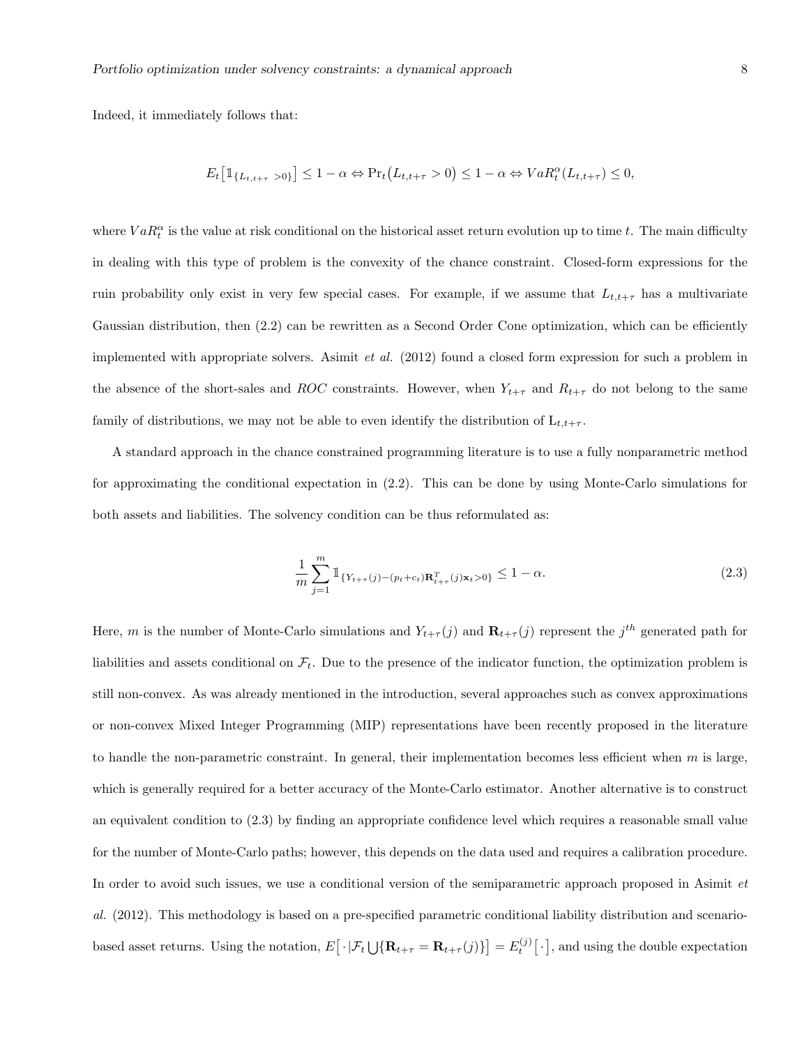Indeed, it immediately follows that:

$$E_t\big[\mathbb{1}_{\{L_{t,t+\tau}\ >0\}}\big] \leq 1-\alpha \Leftrightarrow \Pr_t\big(L_{t,t+\tau} > 0\big) \leq 1-\alpha \Leftrightarrow VaR_t^{\alpha}(L_{t,t+\tau}) \leq 0,$$

where $VaR_t^{\alpha}$ is the value at risk conditional on the historical asset return evolution up to time $t$. The main difficulty in dealing with this type of problem is the convexity of the chance constraint. Closed-form expressions for the ruin probability only exist in very few special cases. For example, if we assume that $L_{t,t+\tau}$ has a multivariate Gaussian distribution, then (2.2) can be rewritten as a Second Order Cone optimization, which can be efficiently implemented with appropriate solvers. Asimit *et al.* (2012) found a closed form expression for such a problem in the absence of the short-sales and *ROC* constraints. However, when $Y_{t+\tau}$ and $R_{t+\tau}$ do not belong to the same family of distributions, we may not be able to even identify the distribution of $\mathrm{L}_{t,t+\tau}$.

A standard approach in the chance constrained programming literature is to use a fully nonparametric method for approximating the conditional expectation in (2.2). This can be done by using Monte-Carlo simulations for both assets and liabilities. The solvency condition can be thus reformulated as:

$$\frac{1}{m}\sum_{j=1}^{m}\mathbb{1}_{\{Y_{t+\tau}(j)-(p_t+c_t)\mathbf{R}_{t+\tau}^T(j)\mathbf{x}_t>0\}} \leq 1-\alpha. \tag{2.3}$$

Here, $m$ is the number of Monte-Carlo simulations and $Y_{t+\tau}(j)$ and $\mathbf{R}_{t+\tau}(j)$ represent the $j^{th}$ generated path for liabilities and assets conditional on $\mathcal{F}_t$. Due to the presence of the indicator function, the optimization problem is still non-convex. As was already mentioned in the introduction, several approaches such as convex approximations or non-convex Mixed Integer Programming (MIP) representations have been recently proposed in the literature to handle the non-parametric constraint. In general, their implementation becomes less efficient when $m$ is large, which is generally required for a better accuracy of the Monte-Carlo estimator. Another alternative is to construct an equivalent condition to (2.3) by finding an appropriate confidence level which requires a reasonable small value for the number of Monte-Carlo paths; however, this depends on the data used and requires a calibration procedure. In order to avoid such issues, we use a conditional version of the semiparametric approach proposed in Asimit *et al.* (2012). This methodology is based on a pre-specified parametric conditional liability distribution and scenario-based asset returns. Using the notation, $E\big[\cdot|\mathcal{F}_t\bigcup\{\mathbf{R}_{t+\tau}=\mathbf{R}_{t+\tau}(j)\}\big] = E_t^{(j)}\big[\cdot\big]$, and using the double expectation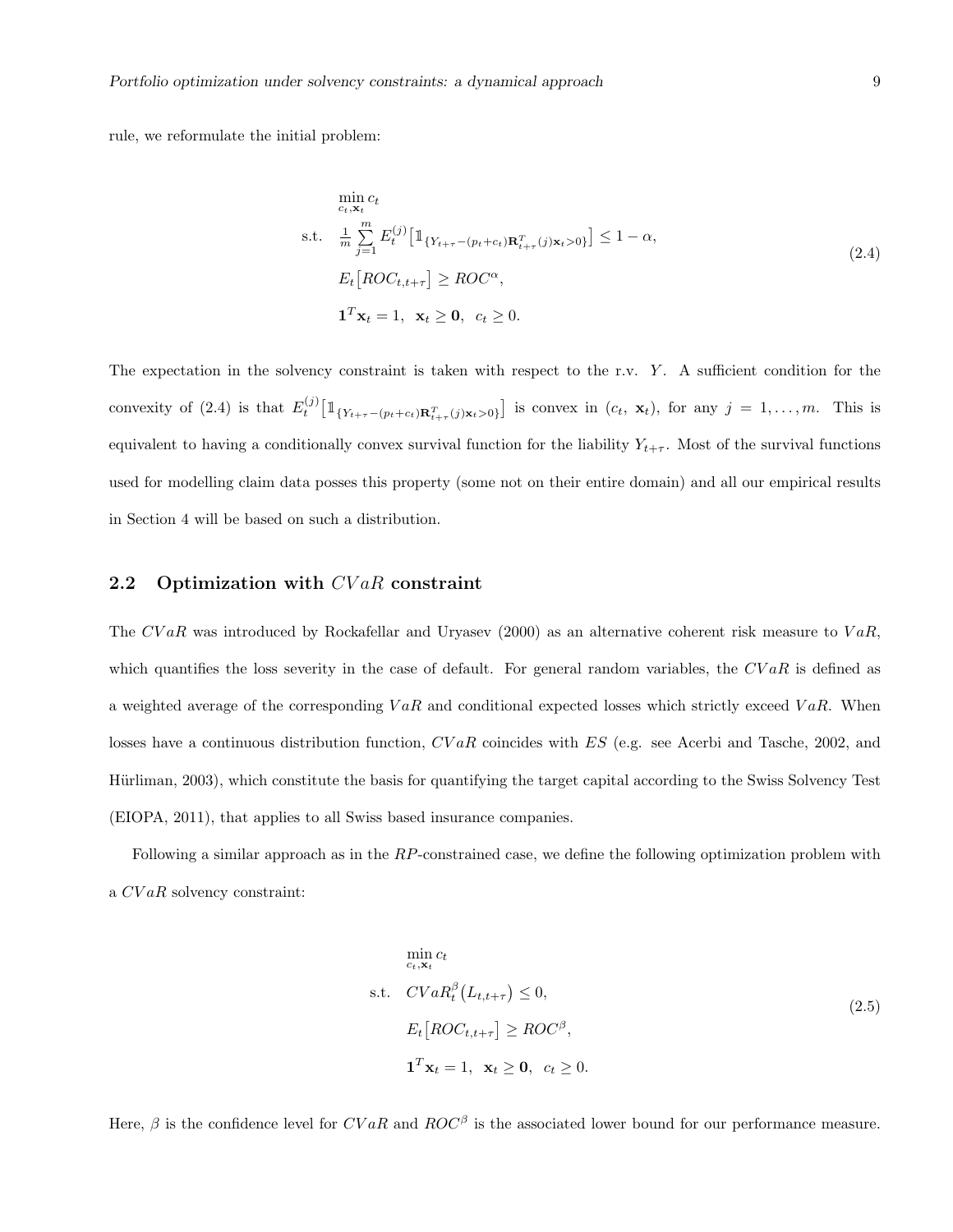rule, we reformulate the initial problem:

$$
\begin{aligned}
&\min_{c_t, \mathbf{x}_t} c_t \\
\text{s.t.} \quad & \frac{1}{m} \sum_{j=1}^{m} E_t^{(j)} \big[ \mathbb{1}_{\{Y_{t+\tau} - (p_t + c_t) \mathbf{R}_{t+\tau}^T (j) \mathbf{x}_t > 0\}} \big] \leq 1 - \alpha, \\
& E_t \big[ ROC_{t,t+\tau} \big] \geq ROC^{\alpha}, \\
& \mathbf{1}^T \mathbf{x}_t = 1, \ \ \mathbf{x}_t \geq \mathbf{0}, \ \ c_t \geq 0.
\end{aligned}
\tag{2.4}
$$

The expectation in the solvency constraint is taken with respect to the r.v. $Y$. A sufficient condition for the convexity of (2.4) is that $E_t^{(j)} \big[ \mathbb{1}_{\{Y_{t+\tau} - (p_t + c_t) \mathbf{R}_{t+\tau}^T (j) \mathbf{x}_t > 0\}} \big]$ is convex in $(c_t, \ \mathbf{x}_t)$, for any $j = 1, \ldots, m$. This is equivalent to having a conditionally convex survival function for the liability $Y_{t+\tau}$. Most of the survival functions used for modelling claim data posses this property (some not on their entire domain) and all our empirical results in Section 4 will be based on such a distribution.

## 2.2 Optimization with $CVaR$ constraint

The $CVaR$ was introduced by Rockafellar and Uryasev (2000) as an alternative coherent risk measure to $VaR$, which quantifies the loss severity in the case of default. For general random variables, the $CVaR$ is defined as a weighted average of the corresponding $VaR$ and conditional expected losses which strictly exceed $VaR$. When losses have a continuous distribution function, $CVaR$ coincides with $ES$ (e.g. see Acerbi and Tasche, 2002, and Hürliman, 2003), which constitute the basis for quantifying the target capital according to the Swiss Solvency Test (EIOPA, 2011), that applies to all Swiss based insurance companies.

Following a similar approach as in the $RP$-constrained case, we define the following optimization problem with a $CVaR$ solvency constraint:

$$
\begin{aligned}
&\min_{c_t, \mathbf{x}_t} c_t \\
\text{s.t.} \quad & CVaR_t^{\beta} \big( L_{t,t+\tau} \big) \leq 0, \\
& E_t \big[ ROC_{t,t+\tau} \big] \geq ROC^{\beta}, \\
& \mathbf{1}^T \mathbf{x}_t = 1, \ \ \mathbf{x}_t \geq \mathbf{0}, \ \ c_t \geq 0.
\end{aligned}
\tag{2.5}
$$

Here, $\beta$ is the confidence level for $CVaR$ and $ROC^{\beta}$ is the associated lower bound for our performance measure.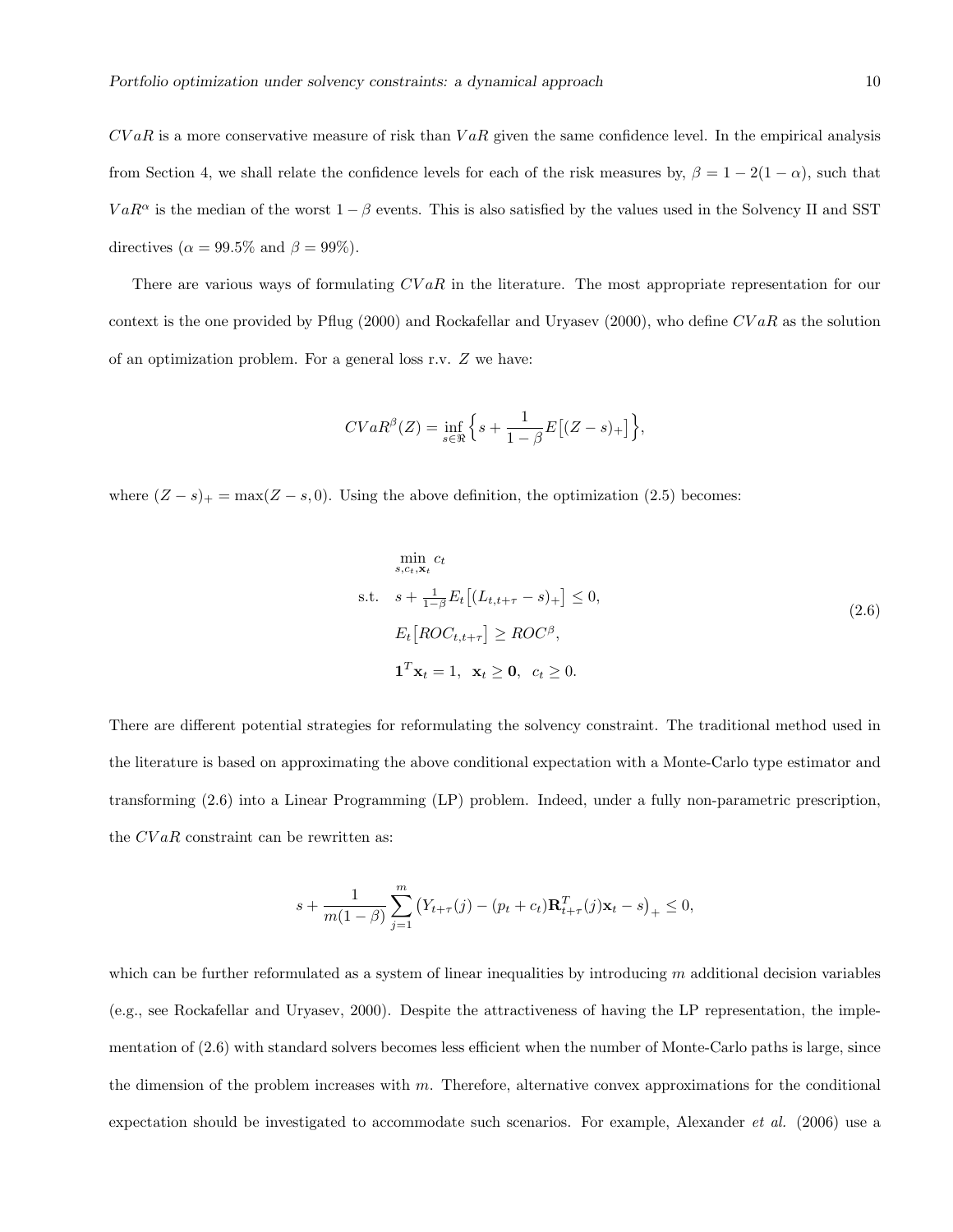$CVaR$ is a more conservative measure of risk than $VaR$ given the same confidence level. In the empirical analysis from Section 4, we shall relate the confidence levels for each of the risk measures by, $\beta = 1 - 2(1-\alpha)$, such that $VaR^{\alpha}$ is the median of the worst $1-\beta$ events. This is also satisfied by the values used in the Solvency II and SST directives ($\alpha = 99.5\%$ and $\beta = 99\%$).

There are various ways of formulating $CVaR$ in the literature. The most appropriate representation for our context is the one provided by Pflug (2000) and Rockafellar and Uryasev (2000), who define $CVaR$ as the solution of an optimization problem. For a general loss r.v. $Z$ we have:

$$CVaR^{\beta}(Z) = \inf_{s \in \Re} \Big\{ s + \frac{1}{1-\beta} E\big[(Z-s)_+\big] \Big\},$$

where $(Z-s)_+ = \max(Z-s, 0)$. Using the above definition, the optimization (2.5) becomes:

$$\begin{aligned}
&\min_{s, c_t, \mathbf{x}_t} \; c_t \\
\text{s.t.} \quad & s + \tfrac{1}{1-\beta} E_t\big[(L_{t,t+\tau} - s)_+\big] \leq 0, \\
& E_t\big[ROC_{t,t+\tau}\big] \geq ROC^{\beta}, \\
& \mathbf{1}^T \mathbf{x}_t = 1, \;\; \mathbf{x}_t \geq \mathbf{0}, \;\; c_t \geq 0.
\end{aligned} \tag{2.6}$$

There are different potential strategies for reformulating the solvency constraint. The traditional method used in the literature is based on approximating the above conditional expectation with a Monte-Carlo type estimator and transforming (2.6) into a Linear Programming (LP) problem. Indeed, under a fully non-parametric prescription, the $CVaR$ constraint can be rewritten as:

$$s + \frac{1}{m(1-\beta)} \sum_{j=1}^{m} \big(Y_{t+\tau}(j) - (p_t + c_t)\mathbf{R}_{t+\tau}^T(j)\mathbf{x}_t - s\big)_+ \leq 0,$$

which can be further reformulated as a system of linear inequalities by introducing $m$ additional decision variables (e.g., see Rockafellar and Uryasev, 2000). Despite the attractiveness of having the LP representation, the implementation of (2.6) with standard solvers becomes less efficient when the number of Monte-Carlo paths is large, since the dimension of the problem increases with $m$. Therefore, alternative convex approximations for the conditional expectation should be investigated to accommodate such scenarios. For example, Alexander *et al.* (2006) use a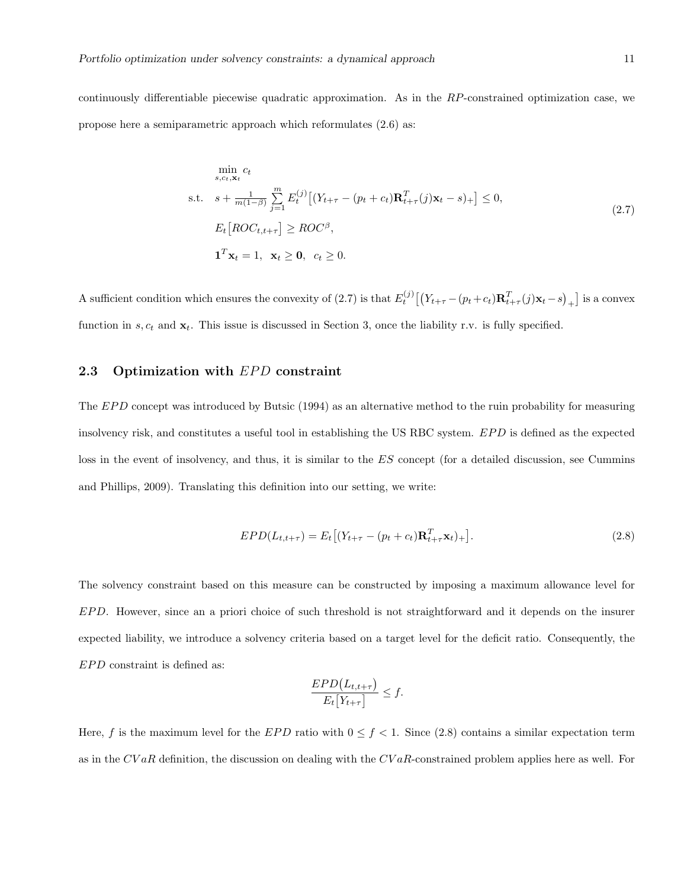continuously differentiable piecewise quadratic approximation. As in the $RP$-constrained optimization case, we propose here a semiparametric approach which reformulates (2.6) as:

$$
\begin{aligned}
&\min_{s,c_t,\mathbf{x}_t} \; c_t \\
\text{s.t.} \quad & s + \frac{1}{m(1-\beta)} \sum_{j=1}^{m} E_t^{(j)}\big[(Y_{t+\tau} - (p_t + c_t)\mathbf{R}_{t+\tau}^T(j)\mathbf{x}_t - s)_+\big] \leq 0, \\
& E_t\big[ROC_{t,t+\tau}\big] \geq ROC^{\beta}, \\
& \mathbf{1}^T\mathbf{x}_t = 1, \;\; \mathbf{x}_t \geq \mathbf{0}, \;\; c_t \geq 0.
\end{aligned}
\tag{2.7}
$$

A sufficient condition which ensures the convexity of (2.7) is that $E_t^{(j)}\big[\big(Y_{t+\tau} - (p_t + c_t)\mathbf{R}_{t+\tau}^T(j)\mathbf{x}_t - s\big)_+\big]$ is a convex function in $s, c_t$ and $\mathbf{x}_t$. This issue is discussed in Section 3, once the liability r.v. is fully specified.

## 2.3 Optimization with $EPD$ constraint

The $EPD$ concept was introduced by Butsic (1994) as an alternative method to the ruin probability for measuring insolvency risk, and constitutes a useful tool in establishing the US RBC system. $EPD$ is defined as the expected loss in the event of insolvency, and thus, it is similar to the $ES$ concept (for a detailed discussion, see Cummins and Phillips, 2009). Translating this definition into our setting, we write:

$$
EPD(L_{t,t+\tau}) = E_t\big[(Y_{t+\tau} - (p_t + c_t)\mathbf{R}_{t+\tau}^T\mathbf{x}_t)_+\big]. \tag{2.8}
$$

The solvency constraint based on this measure can be constructed by imposing a maximum allowance level for $EPD$. However, since an a priori choice of such threshold is not straightforward and it depends on the insurer expected liability, we introduce a solvency criteria based on a target level for the deficit ratio. Consequently, the $EPD$ constraint is defined as:

$$
\frac{EPD\big(L_{t,t+\tau}\big)}{E_t\big[Y_{t+\tau}\big]} \leq f.
$$

Here, $f$ is the maximum level for the $EPD$ ratio with $0 \leq f < 1$. Since (2.8) contains a similar expectation term as in the $CVaR$ definition, the discussion on dealing with the $CVaR$-constrained problem applies here as well. For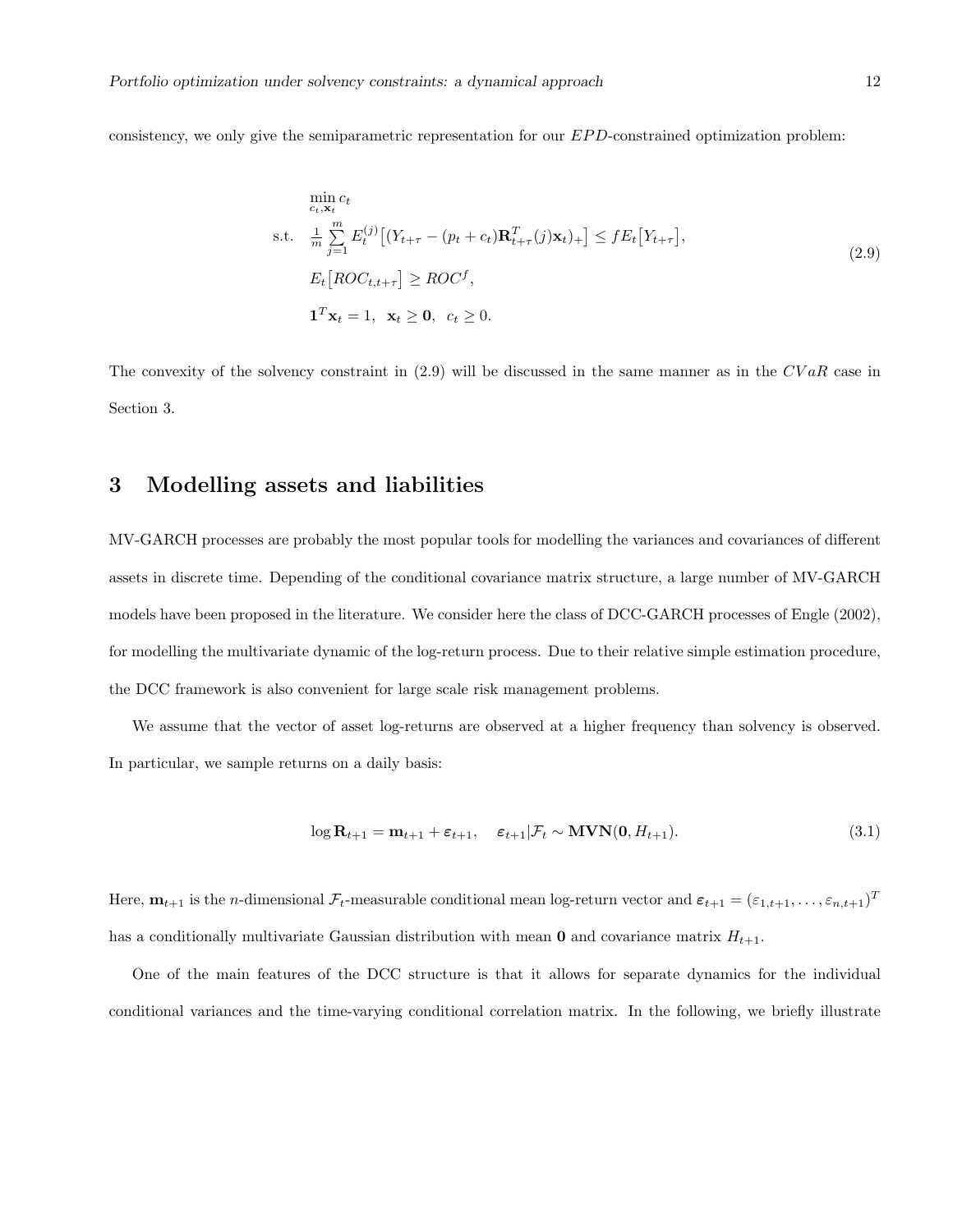consistency, we only give the semiparametric representation for our $EPD$-constrained optimization problem:

$$
\begin{aligned}
&\min_{c_t, \mathbf{x}_t} c_t \\
\text{s.t.}\quad & \frac{1}{m}\sum_{j=1}^{m} E_t^{(j)}\big[(Y_{t+\tau} - (p_t + c_t)\mathbf{R}_{t+\tau}^T(j)\mathbf{x}_t)_+\big] \leq f E_t\big[Y_{t+\tau}\big], \\
& E_t\big[ROC_{t,t+\tau}\big] \geq ROC^f, \\
& \mathbf{1}^T\mathbf{x}_t = 1, \;\; \mathbf{x}_t \geq \mathbf{0}, \;\; c_t \geq 0.
\end{aligned}
\tag{2.9}
$$

The convexity of the solvency constraint in (2.9) will be discussed in the same manner as in the $CVaR$ case in Section 3.

# 3 Modelling assets and liabilities

MV-GARCH processes are probably the most popular tools for modelling the variances and covariances of different assets in discrete time. Depending of the conditional covariance matrix structure, a large number of MV-GARCH models have been proposed in the literature. We consider here the class of DCC-GARCH processes of Engle (2002), for modelling the multivariate dynamic of the log-return process. Due to their relative simple estimation procedure, the DCC framework is also convenient for large scale risk management problems.

We assume that the vector of asset log-returns are observed at a higher frequency than solvency is observed. In particular, we sample returns on a daily basis:

$$
\log \mathbf{R}_{t+1} = \mathbf{m}_{t+1} + \boldsymbol{\varepsilon}_{t+1}, \quad \boldsymbol{\varepsilon}_{t+1}|\mathcal{F}_t \sim \mathbf{MVN}(\mathbf{0}, H_{t+1}). \tag{3.1}
$$

Here, $\mathbf{m}_{t+1}$ is the $n$-dimensional $\mathcal{F}_t$-measurable conditional mean log-return vector and $\boldsymbol{\varepsilon}_{t+1} = (\varepsilon_{1,t+1}, \ldots, \varepsilon_{n,t+1})^T$ has a conditionally multivariate Gaussian distribution with mean $\mathbf{0}$ and covariance matrix $H_{t+1}$.

One of the main features of the DCC structure is that it allows for separate dynamics for the individual conditional variances and the time-varying conditional correlation matrix. In the following, we briefly illustrate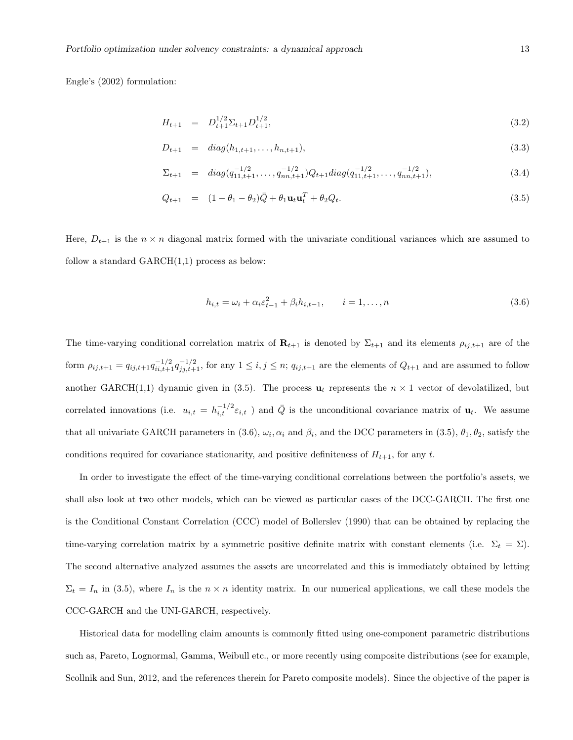Engle's (2002) formulation:

$$H_{t+1} = D_{t+1}^{1/2} \Sigma_{t+1} D_{t+1}^{1/2}, \tag{3.2}$$

$$D_{t+1} = diag(h_{1,t+1}, \ldots, h_{n,t+1}), \tag{3.3}$$

$$\Sigma_{t+1} = diag(q_{11,t+1}^{-1/2}, \ldots, q_{nn,t+1}^{-1/2}) Q_{t+1} diag(q_{11,t+1}^{-1/2}, \ldots, q_{nn,t+1}^{-1/2}), \tag{3.4}$$

$$Q_{t+1} = (1 - \theta_1 - \theta_2)\bar{Q} + \theta_1 \mathbf{u}_t \mathbf{u}_t^T + \theta_2 Q_t. \tag{3.5}$$

Here, $D_{t+1}$ is the $n \times n$ diagonal matrix formed with the univariate conditional variances which are assumed to follow a standard GARCH(1,1) process as below:

$$h_{i,t} = \omega_i + \alpha_i \varepsilon_{t-1}^2 + \beta_i h_{i,t-1}, \qquad i = 1, \ldots, n \tag{3.6}$$

The time-varying conditional correlation matrix of $\mathbf{R}_{t+1}$ is denoted by $\Sigma_{t+1}$ and its elements $\rho_{ij,t+1}$ are of the form $\rho_{ij,t+1} = q_{ij,t+1} q_{ii,t+1}^{-1/2} q_{jj,t+1}^{-1/2}$, for any $1 \leq i, j \leq n$; $q_{ij,t+1}$ are the elements of $Q_{t+1}$ and are assumed to follow another GARCH(1,1) dynamic given in (3.5). The process $\mathbf{u}_t$ represents the $n \times 1$ vector of devolatilized, but correlated innovations (i.e. $u_{i,t} = h_{i,t}^{-1/2} \varepsilon_{i,t}$ ) and $\bar{Q}$ is the unconditional covariance matrix of $\mathbf{u}_t$. We assume that all univariate GARCH parameters in (3.6), $\omega_i, \alpha_i$ and $\beta_i$, and the DCC parameters in (3.5), $\theta_1, \theta_2$, satisfy the conditions required for covariance stationarity, and positive definiteness of $H_{t+1}$, for any $t$.

In order to investigate the effect of the time-varying conditional correlations between the portfolio's assets, we shall also look at two other models, which can be viewed as particular cases of the DCC-GARCH. The first one is the Conditional Constant Correlation (CCC) model of Bollerslev (1990) that can be obtained by replacing the time-varying correlation matrix by a symmetric positive definite matrix with constant elements (i.e. $\Sigma_t = \Sigma$). The second alternative analyzed assumes the assets are uncorrelated and this is immediately obtained by letting $\Sigma_t = I_n$ in (3.5), where $I_n$ is the $n \times n$ identity matrix. In our numerical applications, we call these models the CCC-GARCH and the UNI-GARCH, respectively.

Historical data for modelling claim amounts is commonly fitted using one-component parametric distributions such as, Pareto, Lognormal, Gamma, Weibull etc., or more recently using composite distributions (see for example, Scollnik and Sun, 2012, and the references therein for Pareto composite models). Since the objective of the paper is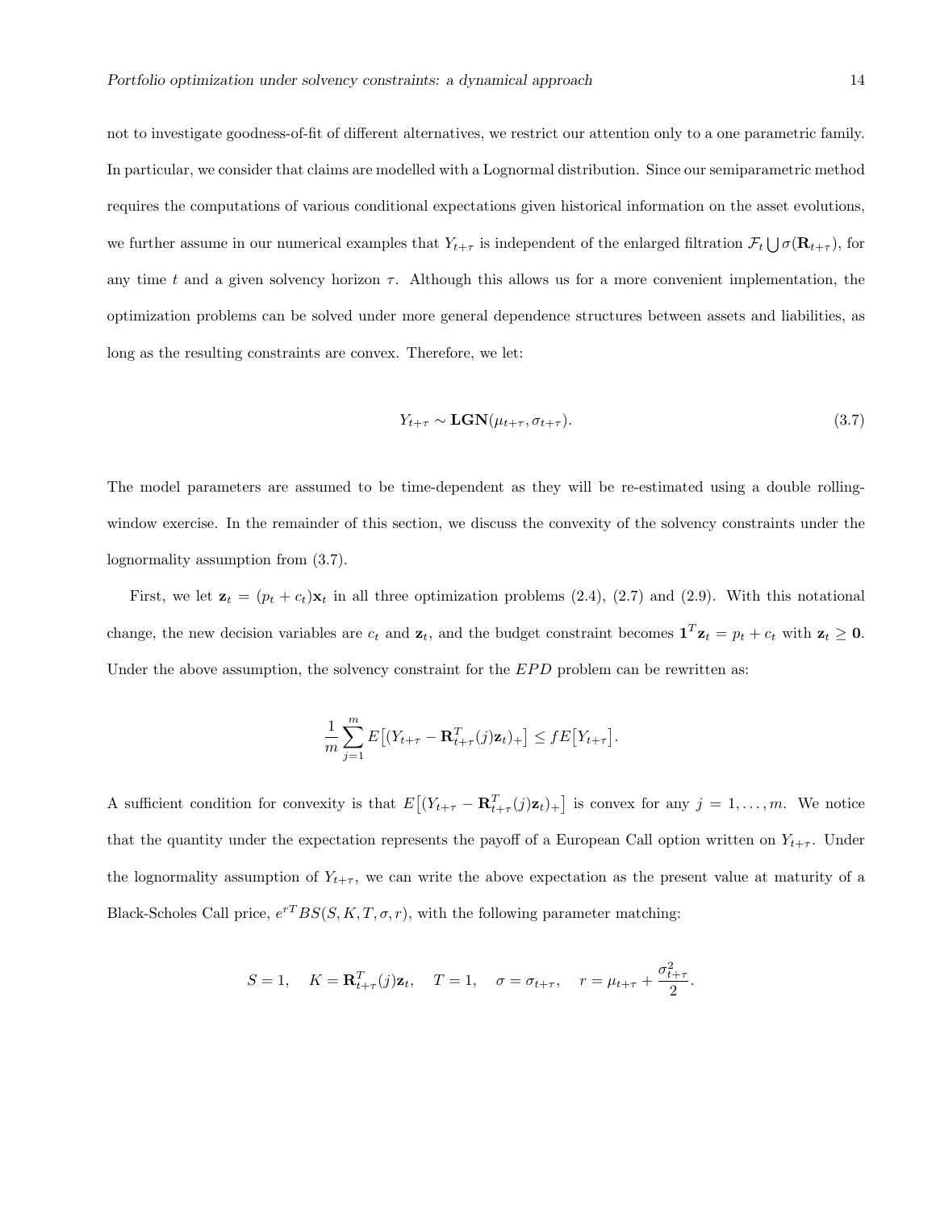not to investigate goodness-of-fit of different alternatives, we restrict our attention only to a one parametric family. In particular, we consider that claims are modelled with a Lognormal distribution. Since our semiparametric method requires the computations of various conditional expectations given historical information on the asset evolutions, we further assume in our numerical examples that $Y_{t+\tau}$ is independent of the enlarged filtration $\mathcal{F}_t \bigcup \sigma(\mathbf{R}_{t+\tau})$, for any time $t$ and a given solvency horizon $\tau$. Although this allows us for a more convenient implementation, the optimization problems can be solved under more general dependence structures between assets and liabilities, as long as the resulting constraints are convex. Therefore, we let:

$$Y_{t+\tau} \sim \mathbf{LGN}(\mu_{t+\tau}, \sigma_{t+\tau}). \tag{3.7}$$

The model parameters are assumed to be time-dependent as they will be re-estimated using a double rolling-window exercise. In the remainder of this section, we discuss the convexity of the solvency constraints under the lognormality assumption from (3.7).

First, we let $\mathbf{z}_t = (p_t + c_t)\mathbf{x}_t$ in all three optimization problems (2.4), (2.7) and (2.9). With this notational change, the new decision variables are $c_t$ and $\mathbf{z}_t$, and the budget constraint becomes $\mathbf{1}^T\mathbf{z}_t = p_t + c_t$ with $\mathbf{z}_t \geq \mathbf{0}$. Under the above assumption, the solvency constraint for the $EPD$ problem can be rewritten as:

$$\frac{1}{m}\sum_{j=1}^{m} E\big[(Y_{t+\tau} - \mathbf{R}_{t+\tau}^T(j)\mathbf{z}_t)_+\big] \leq fE\big[Y_{t+\tau}\big].$$

A sufficient condition for convexity is that $E\big[(Y_{t+\tau} - \mathbf{R}_{t+\tau}^T(j)\mathbf{z}_t)_+\big]$ is convex for any $j = 1, \ldots, m$. We notice that the quantity under the expectation represents the payoff of a European Call option written on $Y_{t+\tau}$. Under the lognormality assumption of $Y_{t+\tau}$, we can write the above expectation as the present value at maturity of a Black-Scholes Call price, $e^{rT}BS(S, K, T, \sigma, r)$, with the following parameter matching:

$$S = 1, \quad K = \mathbf{R}_{t+\tau}^T(j)\mathbf{z}_t, \quad T = 1, \quad \sigma = \sigma_{t+\tau}, \quad r = \mu_{t+\tau} + \frac{\sigma_{t+\tau}^2}{2}.$$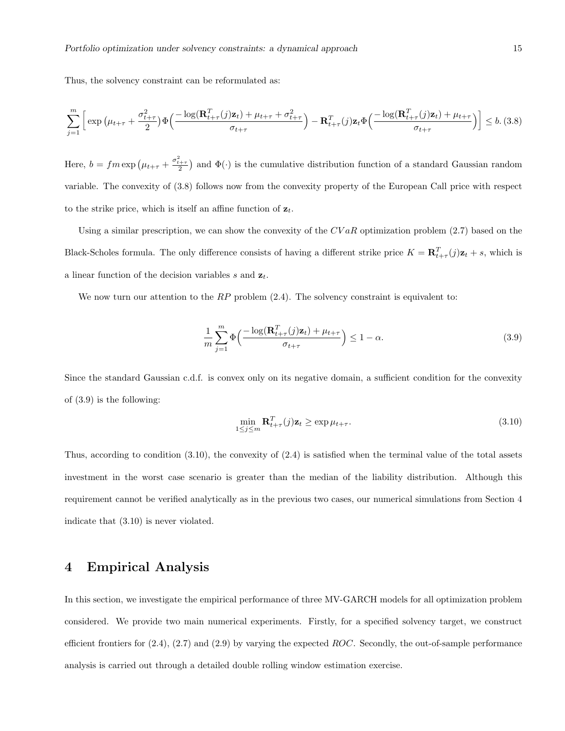Thus, the solvency constraint can be reformulated as:

$$\sum_{j=1}^{m}\Big[\exp\big(\mu_{t+\tau}+\frac{\sigma_{t+\tau}^2}{2}\big)\Phi\Big(\frac{-\log(\mathbf{R}_{t+\tau}^T(j)\mathbf{z}_t)+\mu_{t+\tau}+\sigma_{t+\tau}^2}{\sigma_{t+\tau}}\Big)-\mathbf{R}_{t+\tau}^T(j)\mathbf{z}_t\Phi\Big(\frac{-\log(\mathbf{R}_{t+\tau}^T(j)\mathbf{z}_t)+\mu_{t+\tau}}{\sigma_{t+\tau}}\Big)\Big]\leq b. \quad (3.8)$$

Here, $b = fm\exp\big(\mu_{t+\tau}+\frac{\sigma_{t+\tau}^2}{2}\big)$ and $\Phi(\cdot)$ is the cumulative distribution function of a standard Gaussian random variable. The convexity of (3.8) follows now from the convexity property of the European Call price with respect to the strike price, which is itself an affine function of $\mathbf{z}_t$.

Using a similar prescription, we can show the convexity of the $CVaR$ optimization problem (2.7) based on the Black-Scholes formula. The only difference consists of having a different strike price $K = \mathbf{R}_{t+\tau}^T(j)\mathbf{z}_t + s$, which is a linear function of the decision variables $s$ and $\mathbf{z}_t$.

We now turn our attention to the $RP$ problem (2.4). The solvency constraint is equivalent to:

$$\frac{1}{m}\sum_{j=1}^{m}\Phi\Big(\frac{-\log(\mathbf{R}_{t+\tau}^T(j)\mathbf{z}_t)+\mu_{t+\tau}}{\sigma_{t+\tau}}\Big)\leq 1-\alpha. \quad (3.9)$$

Since the standard Gaussian c.d.f. is convex only on its negative domain, a sufficient condition for the convexity of (3.9) is the following:

$$\min_{1\leq j\leq m}\mathbf{R}_{t+\tau}^T(j)\mathbf{z}_t \geq \exp\mu_{t+\tau}. \quad (3.10)$$

Thus, according to condition (3.10), the convexity of (2.4) is satisfied when the terminal value of the total assets investment in the worst case scenario is greater than the median of the liability distribution. Although this requirement cannot be verified analytically as in the previous two cases, our numerical simulations from Section 4 indicate that (3.10) is never violated.

# 4 Empirical Analysis

In this section, we investigate the empirical performance of three MV-GARCH models for all optimization problem considered. We provide two main numerical experiments. Firstly, for a specified solvency target, we construct efficient frontiers for (2.4), (2.7) and (2.9) by varying the expected $ROC$. Secondly, the out-of-sample performance analysis is carried out through a detailed double rolling window estimation exercise.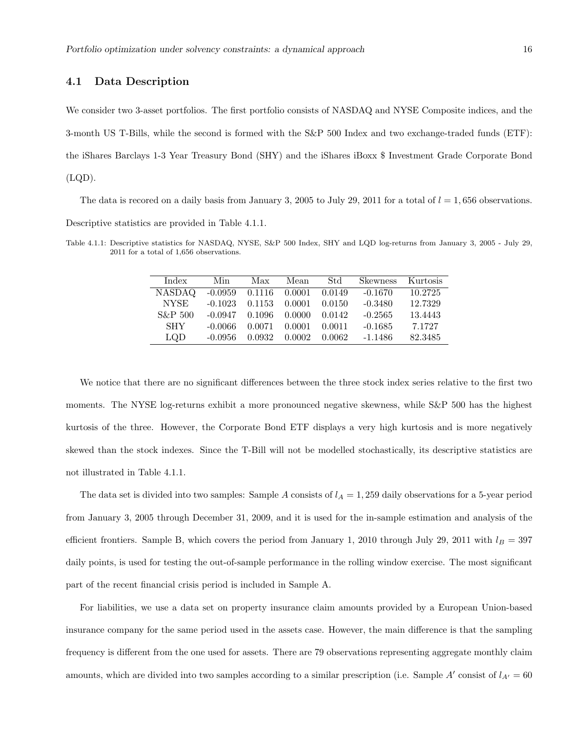### 4.1 Data Description

We consider two 3-asset portfolios. The first portfolio consists of NASDAQ and NYSE Composite indices, and the 3-month US T-Bills, while the second is formed with the S&P 500 Index and two exchange-traded funds (ETF): the iShares Barclays 1-3 Year Treasury Bond (SHY) and the iShares iBoxx $ Investment Grade Corporate Bond (LQD).

The data is recored on a daily basis from January 3, 2005 to July 29, 2011 for a total of $l = 1,656$ observations. Descriptive statistics are provided in Table 4.1.1.

Table 4.1.1: Descriptive statistics for NASDAQ, NYSE, S&P 500 Index, SHY and LQD log-returns from January 3, 2005 - July 29, 2011 for a total of 1,656 observations.

| Index | Min | Max | Mean | Std | Skewness | Kurtosis |
|---|---|---|---|---|---|---|
| NASDAQ | -0.0959 | 0.1116 | 0.0001 | 0.0149 | -0.1670 | 10.2725 |
| NYSE | -0.1023 | 0.1153 | 0.0001 | 0.0150 | -0.3480 | 12.7329 |
| S&P 500 | -0.0947 | 0.1096 | 0.0000 | 0.0142 | -0.2565 | 13.4443 |
| SHY | -0.0066 | 0.0071 | 0.0001 | 0.0011 | -0.1685 | 7.1727 |
| LQD | -0.0956 | 0.0932 | 0.0002 | 0.0062 | -1.1486 | 82.3485 |

We notice that there are no significant differences between the three stock index series relative to the first two moments. The NYSE log-returns exhibit a more pronounced negative skewness, while S&P 500 has the highest kurtosis of the three. However, the Corporate Bond ETF displays a very high kurtosis and is more negatively skewed than the stock indexes. Since the T-Bill will not be modelled stochastically, its descriptive statistics are not illustrated in Table 4.1.1.

The data set is divided into two samples: Sample $A$ consists of $l_A = 1,259$ daily observations for a 5-year period from January 3, 2005 through December 31, 2009, and it is used for the in-sample estimation and analysis of the efficient frontiers. Sample B, which covers the period from January 1, 2010 through July 29, 2011 with $l_B = 397$ daily points, is used for testing the out-of-sample performance in the rolling window exercise. The most significant part of the recent financial crisis period is included in Sample A.

For liabilities, we use a data set on property insurance claim amounts provided by a European Union-based insurance company for the same period used in the assets case. However, the main difference is that the sampling frequency is different from the one used for assets. There are 79 observations representing aggregate monthly claim amounts, which are divided into two samples according to a similar prescription (i.e. Sample $A'$ consist of $l_{A'} = 60$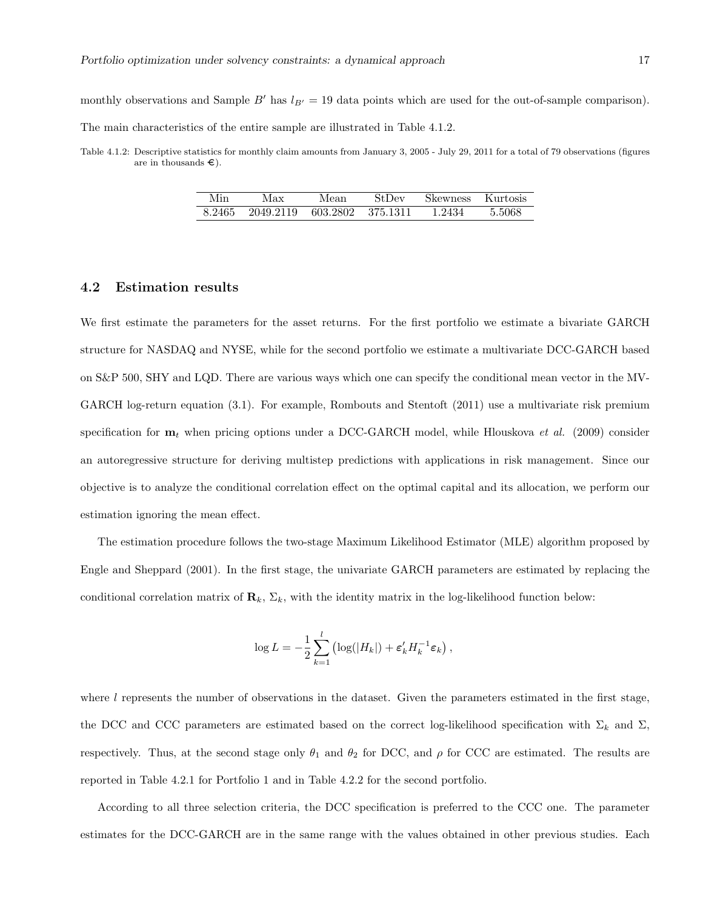monthly observations and Sample $B'$ has $l_{B'} = 19$ data points which are used for the out-of-sample comparison). The main characteristics of the entire sample are illustrated in Table 4.1.2.

Table 4.1.2: Descriptive statistics for monthly claim amounts from January 3, 2005 - July 29, 2011 for a total of 79 observations (figures are in thousands €).

| Min | Max | Mean | StDev | Skewness | Kurtosis |
|---|---|---|---|---|---|
| 8.2465 | 2049.2119 | 603.2802 | 375.1311 | 1.2434 | 5.5068 |

## 4.2 Estimation results

We first estimate the parameters for the asset returns. For the first portfolio we estimate a bivariate GARCH structure for NASDAQ and NYSE, while for the second portfolio we estimate a multivariate DCC-GARCH based on S&P 500, SHY and LQD. There are various ways which one can specify the conditional mean vector in the MV-GARCH log-return equation (3.1). For example, Rombouts and Stentoft (2011) use a multivariate risk premium specification for $\mathbf{m}_t$ when pricing options under a DCC-GARCH model, while Hlouskova *et al.* (2009) consider an autoregressive structure for deriving multistep predictions with applications in risk management. Since our objective is to analyze the conditional correlation effect on the optimal capital and its allocation, we perform our estimation ignoring the mean effect.

The estimation procedure follows the two-stage Maximum Likelihood Estimator (MLE) algorithm proposed by Engle and Sheppard (2001). In the first stage, the univariate GARCH parameters are estimated by replacing the conditional correlation matrix of $\mathbf{R}_k$, $\Sigma_k$, with the identity matrix in the log-likelihood function below:

$$\log L = -\frac{1}{2}\sum_{k=1}^{l}\left(\log(|H_k|) + \boldsymbol{\varepsilon}_k' H_k^{-1}\boldsymbol{\varepsilon}_k\right),$$

where $l$ represents the number of observations in the dataset. Given the parameters estimated in the first stage, the DCC and CCC parameters are estimated based on the correct log-likelihood specification with $\Sigma_k$ and $\Sigma$, respectively. Thus, at the second stage only $\theta_1$ and $\theta_2$ for DCC, and $\rho$ for CCC are estimated. The results are reported in Table 4.2.1 for Portfolio 1 and in Table 4.2.2 for the second portfolio.

According to all three selection criteria, the DCC specification is preferred to the CCC one. The parameter estimates for the DCC-GARCH are in the same range with the values obtained in other previous studies. Each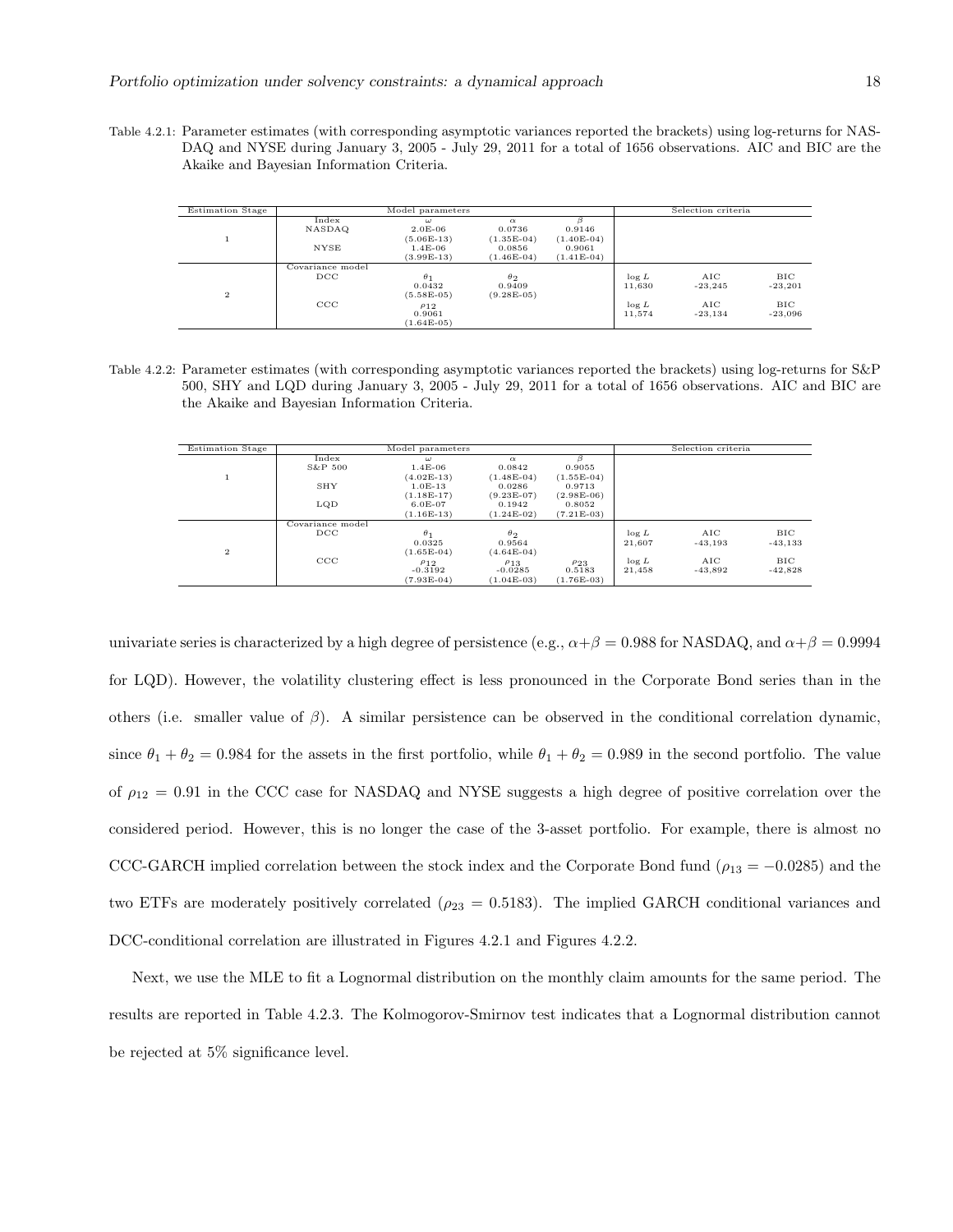Table 4.2.1: Parameter estimates (with corresponding asymptotic variances reported the brackets) using log-returns for NASDAQ and NYSE during January 3, 2005 - July 29, 2011 for a total of 1656 observations. AIC and BIC are the Akaike and Bayesian Information Criteria.

| Estimation Stage | Model parameters | | | | Selection criteria | | |
|---|---|---|---|---|---|---|---|
| | Index | $\omega$ | $\alpha$ | $\beta$ | | | |
| 1 | NASDAQ | 2.0E-06 | 0.0736 | 0.9146 | | | |
| | | (5.06E-13) | (1.35E-04) | (1.40E-04) | | | |
| | NYSE | 1.4E-06 | 0.0856 | 0.9061 | | | |
| | | (3.99E-13) | (1.46E-04) | (1.41E-04) | | | |
| | Covariance model | | | | | | |
| 2 | DCC | $\theta_1$ | $\theta_2$ | | $\log L$ | AIC | BIC |
| | | 0.0432 | 0.9409 | | 11,630 | -23,245 | -23,201 |
| | | (5.58E-05) | (9.28E-05) | | | | |
| | CCC | $\rho_{12}$ | | | $\log L$ | AIC | BIC |
| | | 0.9061 | | | 11,574 | -23,134 | -23,096 |
| | | (1.64E-05) | | | | | |

Table 4.2.2: Parameter estimates (with corresponding asymptotic variances reported the brackets) using log-returns for S&P 500, SHY and LQD during January 3, 2005 - July 29, 2011 for a total of 1656 observations. AIC and BIC are the Akaike and Bayesian Information Criteria.

| Estimation Stage | Model parameters | | | | Selection criteria | | |
|---|---|---|---|---|---|---|---|
| | Index | $\omega$ | $\alpha$ | $\beta$ | | | |
| 1 | S&P 500 | 1.4E-06 | 0.0842 | 0.9055 | | | |
| | | (4.02E-13) | (1.48E-04) | (1.55E-04) | | | |
| | SHY | 1.0E-13 | 0.0286 | 0.9713 | | | |
| | | (1.18E-17) | (9.23E-07) | (2.98E-06) | | | |
| | LQD | 6.0E-07 | 0.1942 | 0.8052 | | | |
| | | (1.16E-13) | (1.24E-02) | (7.21E-03) | | | |
| | Covariance model | | | | | | |
| 2 | DCC | $\theta_1$ | $\theta_2$ | | $\log L$ | AIC | BIC |
| | | 0.0325 | 0.9564 | | 21,607 | -43,193 | -43,133 |
| | | (1.65E-04) | (4.64E-04) | | | | |
| | CCC | $\rho_{12}$ | $\rho_{13}$ | $\rho_{23}$ | $\log L$ | AIC | BIC |
| | | -0.3192 | -0.0285 | 0.5183 | 21,458 | -43,892 | -42,828 |
| | | (7.93E-04) | (1.04E-03) | (1.76E-03) | | | |

univariate series is characterized by a high degree of persistence (e.g., $\alpha+\beta = 0.988$ for NASDAQ, and $\alpha+\beta = 0.9994$ for LQD). However, the volatility clustering effect is less pronounced in the Corporate Bond series than in the others (i.e. smaller value of $\beta$). A similar persistence can be observed in the conditional correlation dynamic, since $\theta_1 + \theta_2 = 0.984$ for the assets in the first portfolio, while $\theta_1 + \theta_2 = 0.989$ in the second portfolio. The value of $\rho_{12} = 0.91$ in the CCC case for NASDAQ and NYSE suggests a high degree of positive correlation over the considered period. However, this is no longer the case of the 3-asset portfolio. For example, there is almost no CCC-GARCH implied correlation between the stock index and the Corporate Bond fund ($\rho_{13} = -0.0285$) and the two ETFs are moderately positively correlated ($\rho_{23} = 0.5183$). The implied GARCH conditional variances and DCC-conditional correlation are illustrated in Figures 4.2.1 and Figures 4.2.2.

Next, we use the MLE to fit a Lognormal distribution on the monthly claim amounts for the same period. The results are reported in Table 4.2.3. The Kolmogorov-Smirnov test indicates that a Lognormal distribution cannot be rejected at 5% significance level.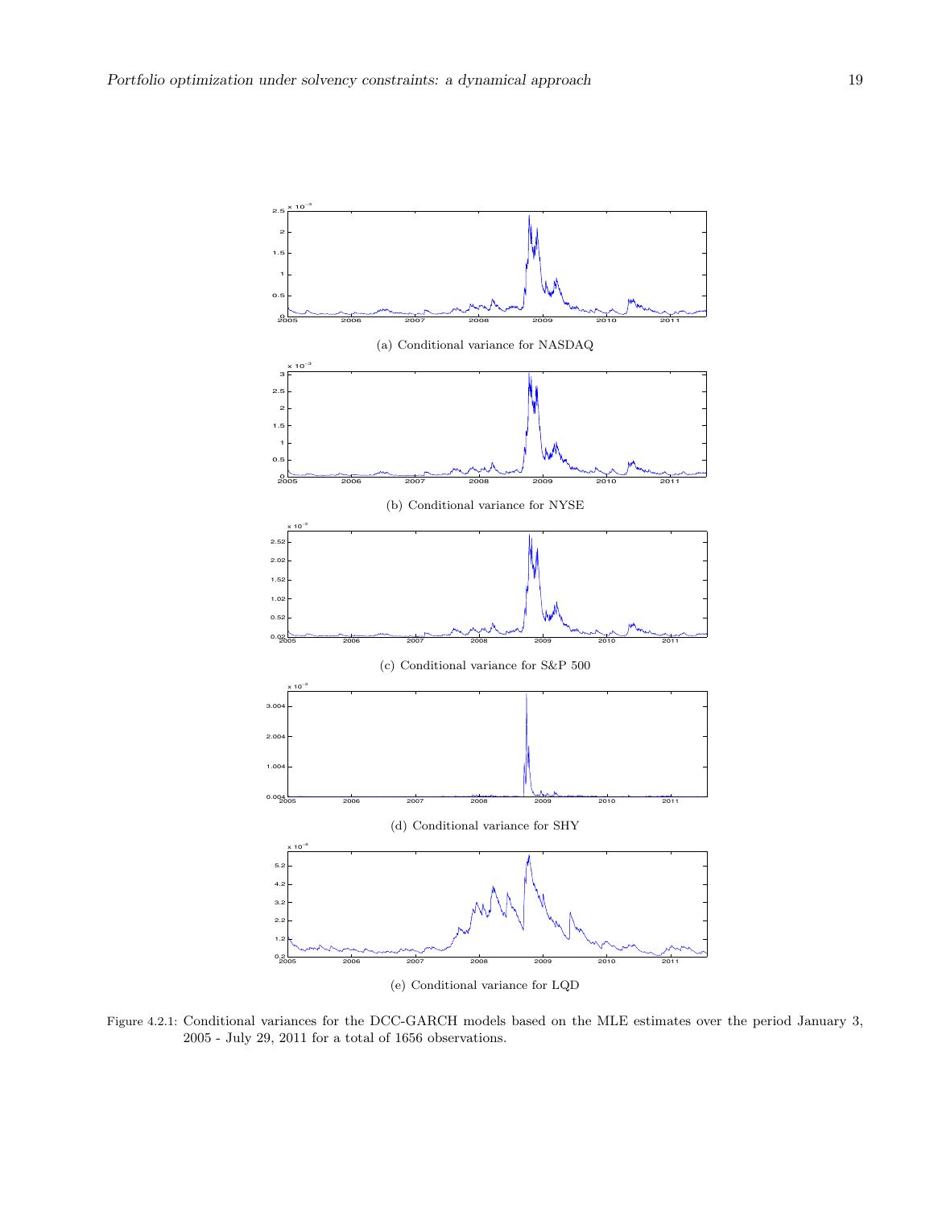(a) Conditional variance for NASDAQ

(b) Conditional variance for NYSE

(c) Conditional variance for S&P 500

(d) Conditional variance for SHY

(e) Conditional variance for LQD

Figure 4.2.1: Conditional variances for the DCC-GARCH models based on the MLE estimates over the period January 3, 2005 - July 29, 2011 for a total of 1656 observations.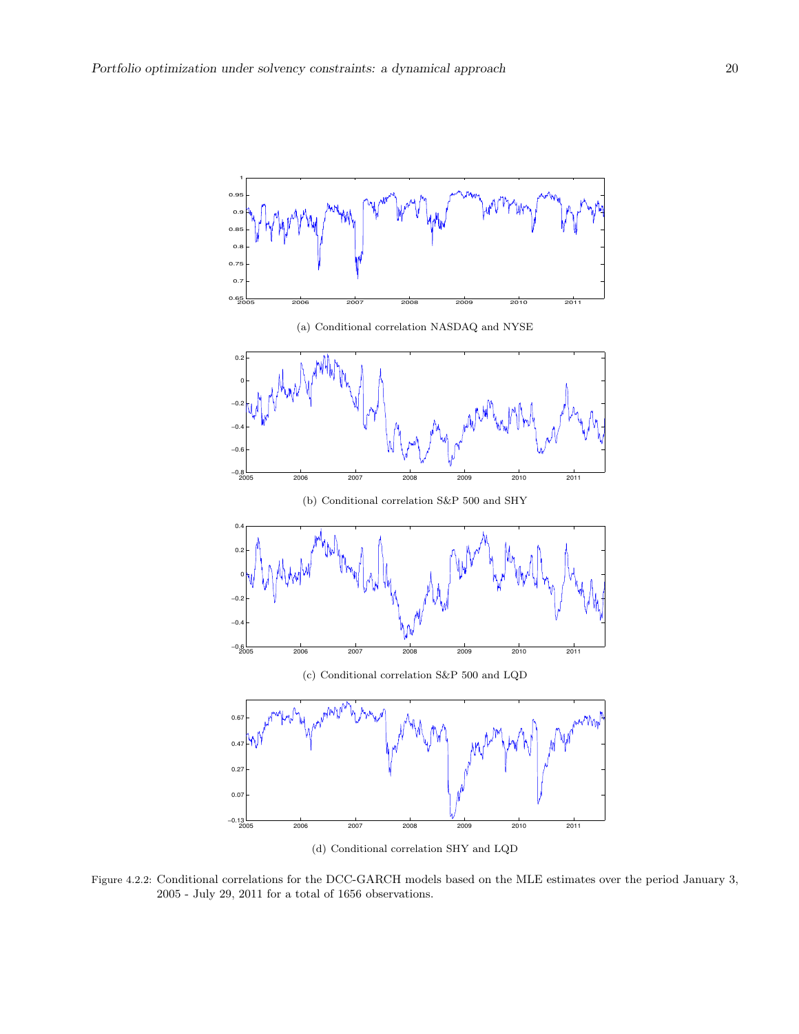(a) Conditional correlation NASDAQ and NYSE

(b) Conditional correlation S&P 500 and SHY

(c) Conditional correlation S&P 500 and LQD

(d) Conditional correlation SHY and LQD

Figure 4.2.2: Conditional correlations for the DCC-GARCH models based on the MLE estimates over the period January 3, 2005 - July 29, 2011 for a total of 1656 observations.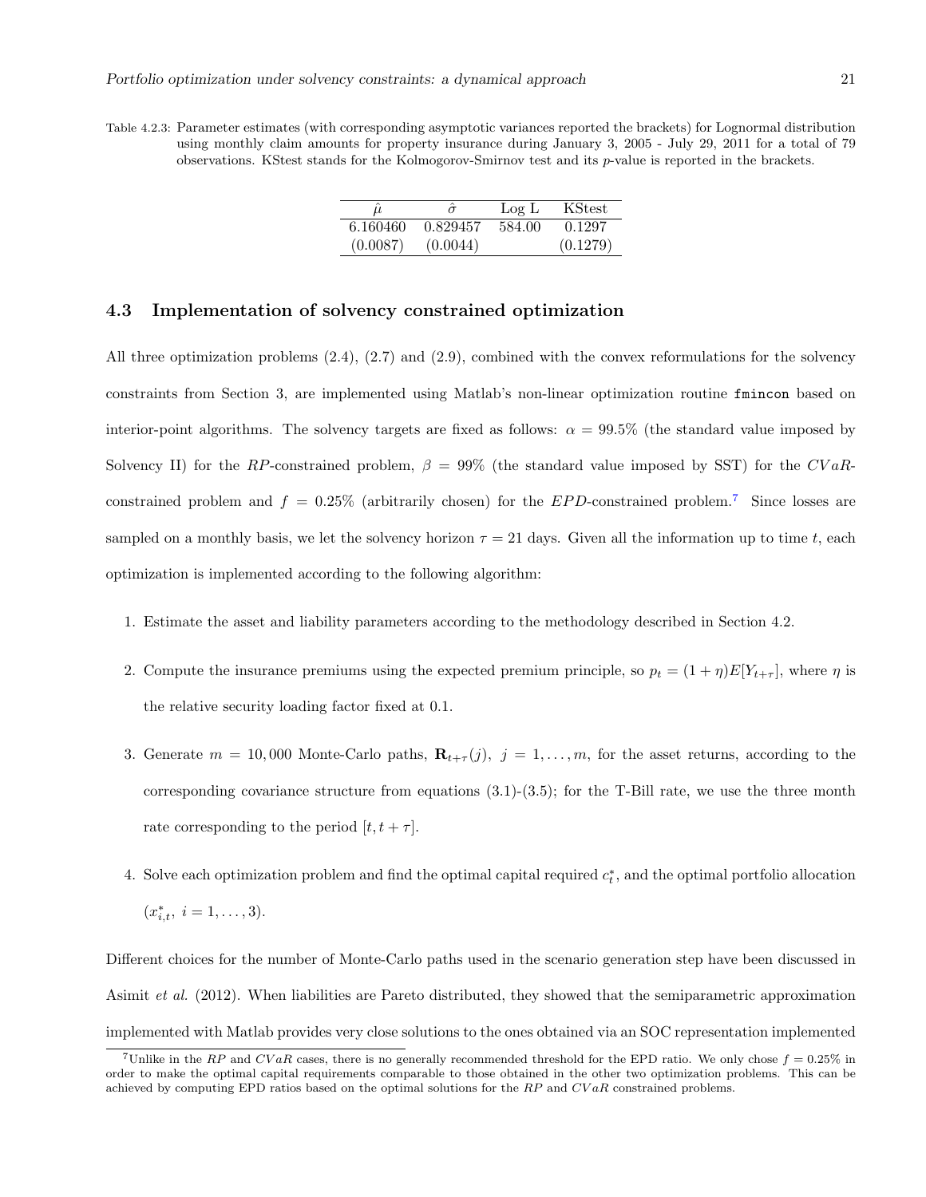Table 4.2.3: Parameter estimates (with corresponding asymptotic variances reported the brackets) for Lognormal distribution using monthly claim amounts for property insurance during January 3, 2005 - July 29, 2011 for a total of 79 observations. KStest stands for the Kolmogorov-Smirnov test and its $p$-value is reported in the brackets.

| $\hat{\mu}$ | $\hat{\sigma}$ | Log L | KStest |
|---|---|---|---|
| 6.160460 | 0.829457 | 584.00 | 0.1297 |
| (0.0087) | (0.0044) | | (0.1279) |

## 4.3 Implementation of solvency constrained optimization

All three optimization problems (2.4), (2.7) and (2.9), combined with the convex reformulations for the solvency constraints from Section 3, are implemented using Matlab's non-linear optimization routine `fmincon` based on interior-point algorithms. The solvency targets are fixed as follows: $\alpha = 99.5\%$ (the standard value imposed by Solvency II) for the $RP$-constrained problem, $\beta = 99\%$ (the standard value imposed by SST) for the $CVaR$-constrained problem and $f = 0.25\%$ (arbitrarily chosen) for the $EPD$-constrained problem.[7] Since losses are sampled on a monthly basis, we let the solvency horizon $\tau = 21$ days. Given all the information up to time $t$, each optimization is implemented according to the following algorithm:

1. Estimate the asset and liability parameters according to the methodology described in Section 4.2.
2. Compute the insurance premiums using the expected premium principle, so $p_t = (1+\eta)E[Y_{t+\tau}]$, where $\eta$ is the relative security loading factor fixed at 0.1.
3. Generate $m = 10,000$ Monte-Carlo paths, $\mathbf{R}_{t+\tau}(j),\ j = 1, \ldots, m$, for the asset returns, according to the corresponding covariance structure from equations (3.1)-(3.5); for the T-Bill rate, we use the three month rate corresponding to the period $[t, t+\tau]$.
4. Solve each optimization problem and find the optimal capital required $c_t^*$, and the optimal portfolio allocation $(x_{i,t}^*,\ i = 1, \ldots, 3)$.

Different choices for the number of Monte-Carlo paths used in the scenario generation step have been discussed in Asimit *et al.* (2012). When liabilities are Pareto distributed, they showed that the semiparametric approximation implemented with Matlab provides very close solutions to the ones obtained via an SOC representation implemented

[7] Unlike in the $RP$ and $CVaR$ cases, there is no generally recommended threshold for the EPD ratio. We only chose $f = 0.25\%$ in order to make the optimal capital requirements comparable to those obtained in the other two optimization problems. This can be achieved by computing EPD ratios based on the optimal solutions for the $RP$ and $CVaR$ constrained problems.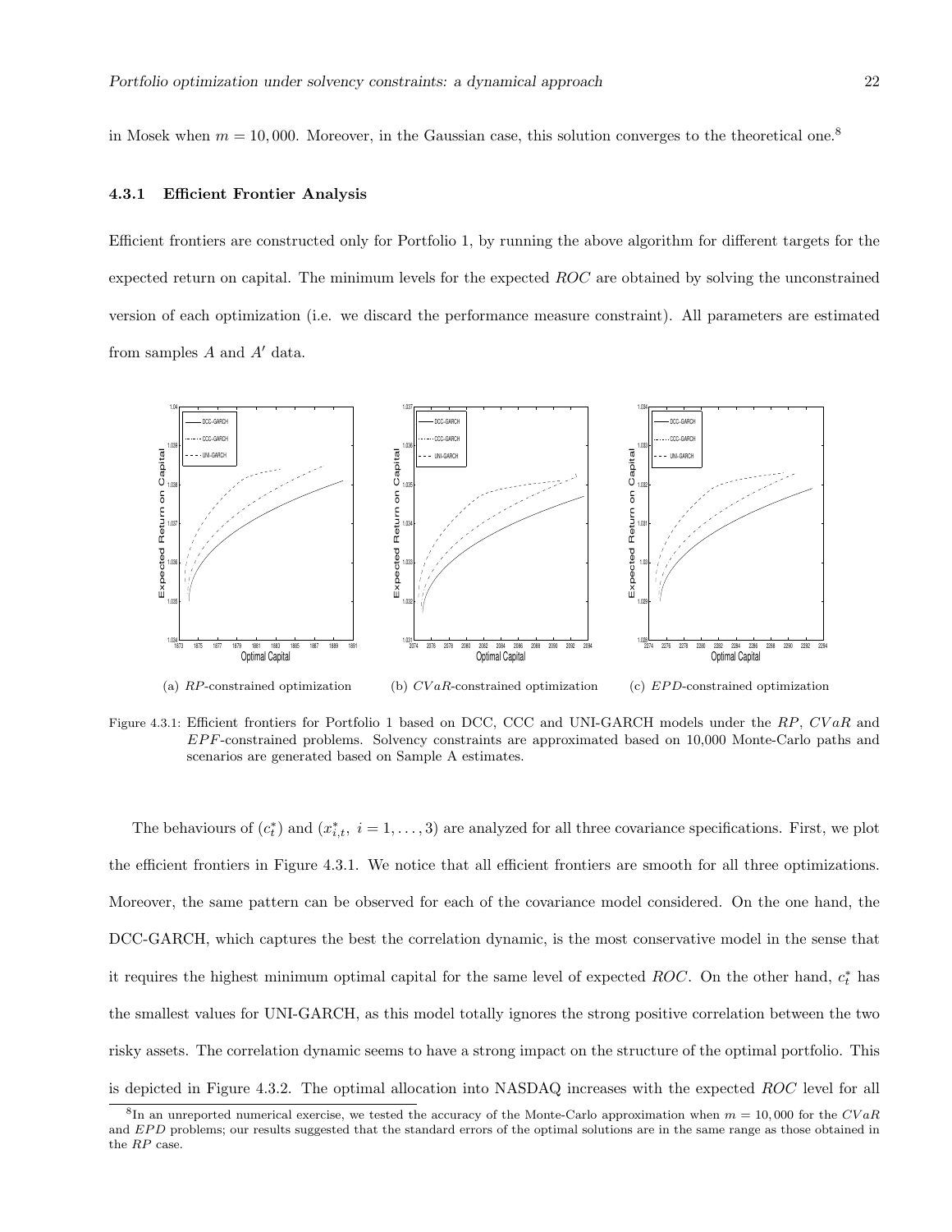in Mosek when $m = 10,000$. Moreover, in the Gaussian case, this solution converges to the theoretical one.[8]

### 4.3.1 Efficient Frontier Analysis

Efficient frontiers are constructed only for Portfolio 1, by running the above algorithm for different targets for the expected return on capital. The minimum levels for the expected $ROC$ are obtained by solving the unconstrained version of each optimization (i.e. we discard the performance measure constraint). All parameters are estimated from samples $A$ and $A'$ data.

(a) $RP$-constrained optimization (b) $CVaR$-constrained optimization (c) $EPD$-constrained optimization

Figure 4.3.1: Efficient frontiers for Portfolio 1 based on DCC, CCC and UNI-GARCH models under the $RP$, $CVaR$ and $EPF$-constrained problems. Solvency constraints are approximated based on 10,000 Monte-Carlo paths and scenarios are generated based on Sample A estimates.

The behaviours of $(c_t^*)$ and $(x_{i,t}^*,\ i = 1, \ldots, 3)$ are analyzed for all three covariance specifications. First, we plot the efficient frontiers in Figure 4.3.1. We notice that all efficient frontiers are smooth for all three optimizations. Moreover, the same pattern can be observed for each of the covariance model considered. On the one hand, the DCC-GARCH, which captures the best the correlation dynamic, is the most conservative model in the sense that it requires the highest minimum optimal capital for the same level of expected $ROC$. On the other hand, $c_t^*$ has the smallest values for UNI-GARCH, as this model totally ignores the strong positive correlation between the two risky assets. The correlation dynamic seems to have a strong impact on the structure of the optimal portfolio. This is depicted in Figure 4.3.2. The optimal allocation into NASDAQ increases with the expected $ROC$ level for all

[8] In an unreported numerical exercise, we tested the accuracy of the Monte-Carlo approximation when $m = 10,000$ for the $CVaR$ and $EPD$ problems; our results suggested that the standard errors of the optimal solutions are in the same range as those obtained in the $RP$ case.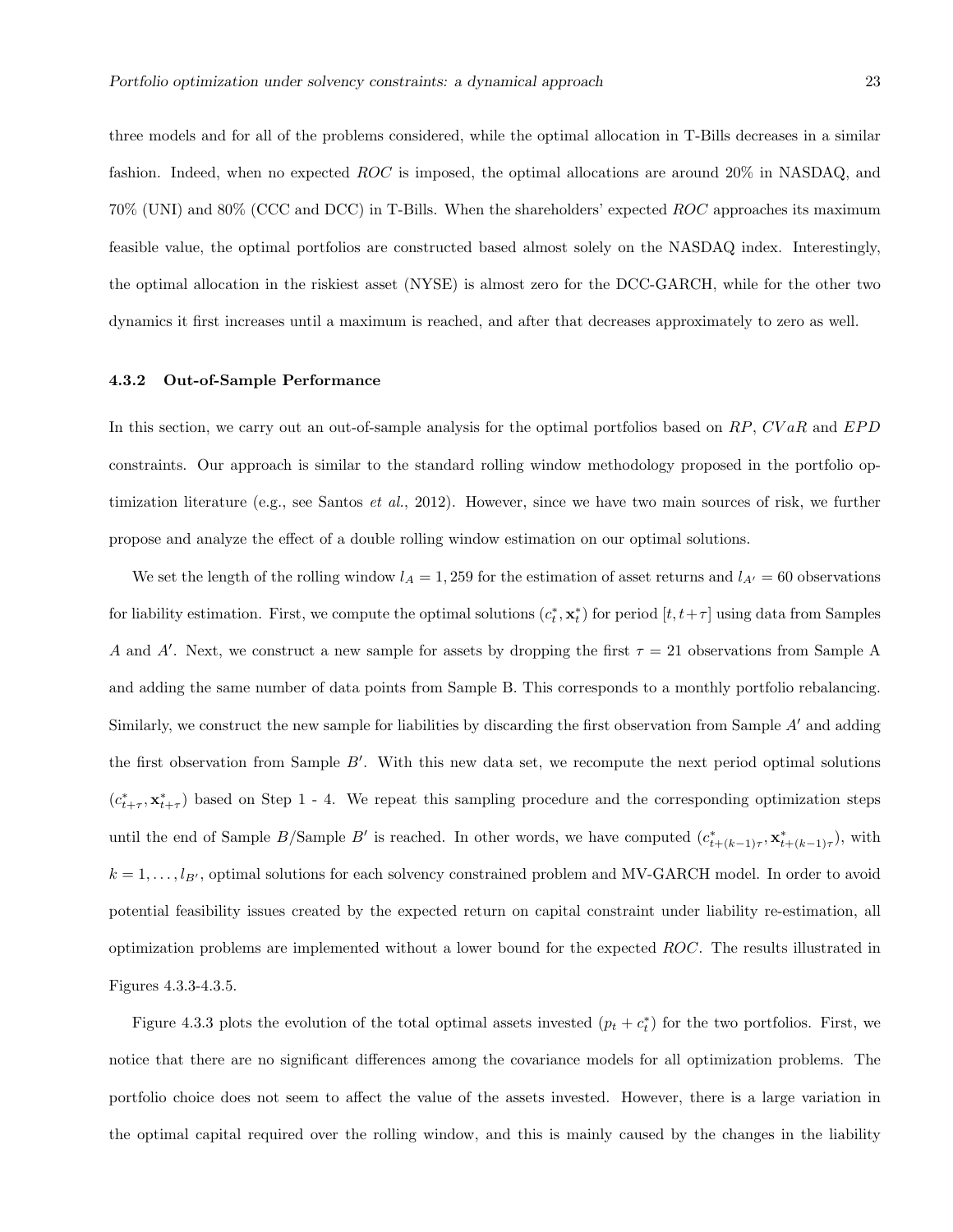three models and for all of the problems considered, while the optimal allocation in T-Bills decreases in a similar fashion. Indeed, when no expected *ROC* is imposed, the optimal allocations are around 20% in NASDAQ, and 70% (UNI) and 80% (CCC and DCC) in T-Bills. When the shareholders' expected *ROC* approaches its maximum feasible value, the optimal portfolios are constructed based almost solely on the NASDAQ index. Interestingly, the optimal allocation in the riskiest asset (NYSE) is almost zero for the DCC-GARCH, while for the other two dynamics it first increases until a maximum is reached, and after that decreases approximately to zero as well.

### 4.3.2 Out-of-Sample Performance

In this section, we carry out an out-of-sample analysis for the optimal portfolios based on $RP$, $CVaR$ and $EPD$ constraints. Our approach is similar to the standard rolling window methodology proposed in the portfolio optimization literature (e.g., see Santos *et al.*, 2012). However, since we have two main sources of risk, we further propose and analyze the effect of a double rolling window estimation on our optimal solutions.

We set the length of the rolling window $l_A = 1,259$ for the estimation of asset returns and $l_{A'} = 60$ observations for liability estimation. First, we compute the optimal solutions $(c_t^*, \mathbf{x}_t^*)$ for period $[t, t+\tau]$ using data from Samples $A$ and $A'$. Next, we construct a new sample for assets by dropping the first $\tau = 21$ observations from Sample A and adding the same number of data points from Sample B. This corresponds to a monthly portfolio rebalancing. Similarly, we construct the new sample for liabilities by discarding the first observation from Sample $A'$ and adding the first observation from Sample $B'$. With this new data set, we recompute the next period optimal solutions $(c_{t+\tau}^*, \mathbf{x}_{t+\tau}^*)$ based on Step 1 - 4. We repeat this sampling procedure and the corresponding optimization steps until the end of Sample $B$/Sample $B'$ is reached. In other words, we have computed $(c_{t+(k-1)\tau}^*, \mathbf{x}_{t+(k-1)\tau}^*)$, with $k = 1, \ldots, l_{B'}$, optimal solutions for each solvency constrained problem and MV-GARCH model. In order to avoid potential feasibility issues created by the expected return on capital constraint under liability re-estimation, all optimization problems are implemented without a lower bound for the expected *ROC*. The results illustrated in Figures 4.3.3-4.3.5.

Figure 4.3.3 plots the evolution of the total optimal assets invested $(p_t + c_t^*)$ for the two portfolios. First, we notice that there are no significant differences among the covariance models for all optimization problems. The portfolio choice does not seem to affect the value of the assets invested. However, there is a large variation in the optimal capital required over the rolling window, and this is mainly caused by the changes in the liability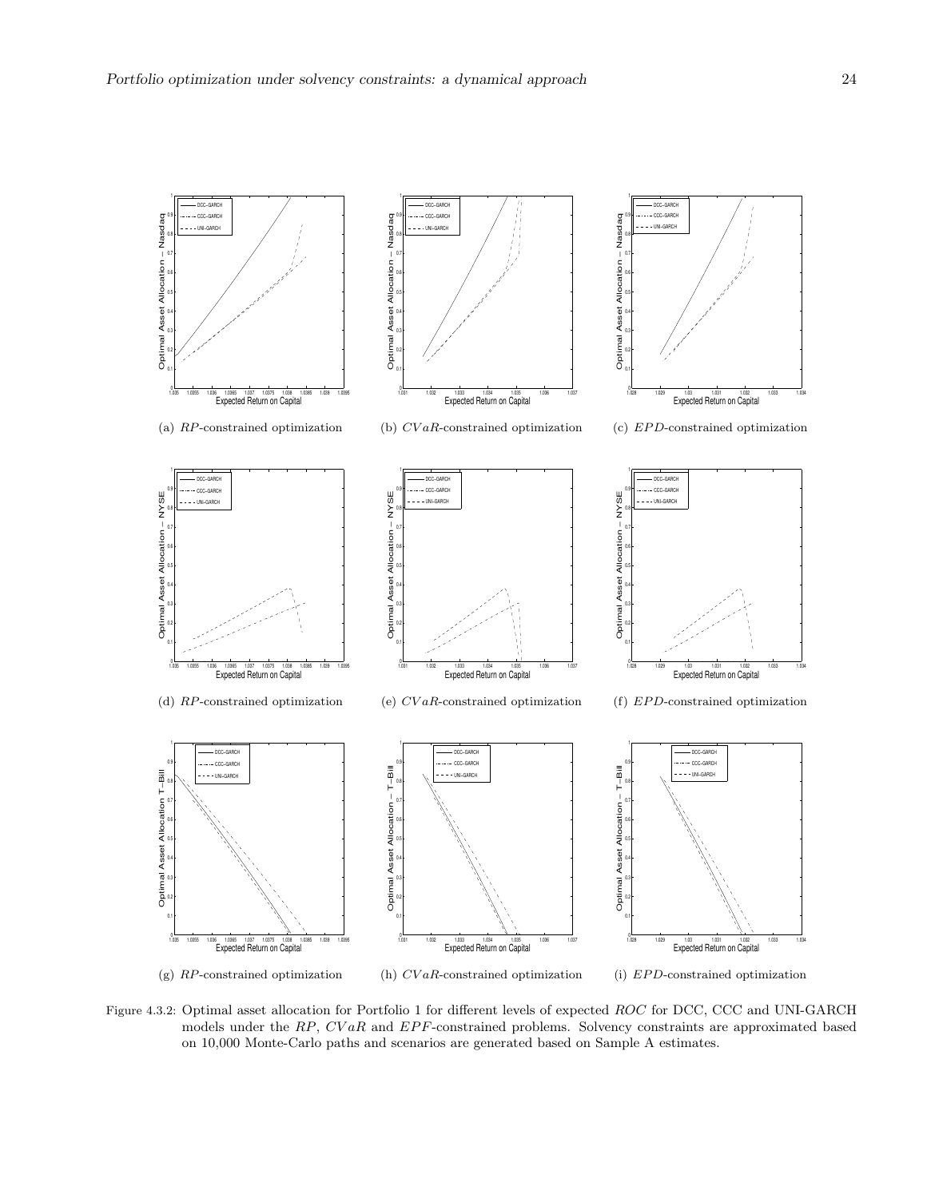(a) $RP$-constrained optimization

(b) $CVaR$-constrained optimization

(c) $EPD$-constrained optimization

(d) $RP$-constrained optimization

(e) $CVaR$-constrained optimization

(f) $EPD$-constrained optimization

(g) $RP$-constrained optimization

(h) $CVaR$-constrained optimization

(i) $EPD$-constrained optimization

Figure 4.3.2: Optimal asset allocation for Portfolio 1 for different levels of expected $ROC$ for DCC, CCC and UNI-GARCH models under the $RP$, $CVaR$ and $EPF$-constrained problems. Solvency constraints are approximated based on 10,000 Monte-Carlo paths and scenarios are generated based on Sample A estimates.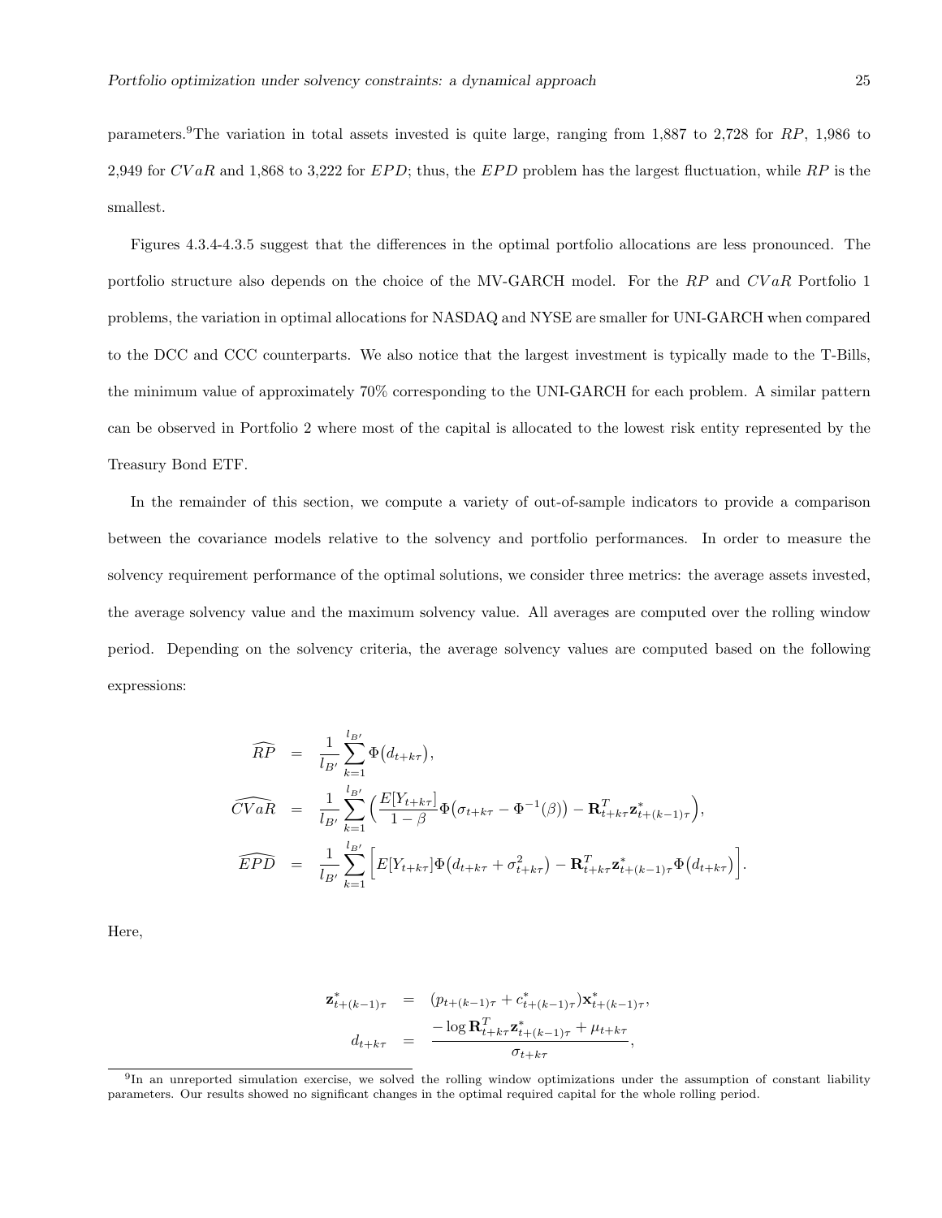parameters.[9] The variation in total assets invested is quite large, ranging from 1,887 to 2,728 for $RP$, 1,986 to 2,949 for $CVaR$ and 1,868 to 3,222 for $EPD$; thus, the $EPD$ problem has the largest fluctuation, while $RP$ is the smallest.

Figures 4.3.4-4.3.5 suggest that the differences in the optimal portfolio allocations are less pronounced. The portfolio structure also depends on the choice of the MV-GARCH model. For the $RP$ and $CVaR$ Portfolio 1 problems, the variation in optimal allocations for NASDAQ and NYSE are smaller for UNI-GARCH when compared to the DCC and CCC counterparts. We also notice that the largest investment is typically made to the T-Bills, the minimum value of approximately 70% corresponding to the UNI-GARCH for each problem. A similar pattern can be observed in Portfolio 2 where most of the capital is allocated to the lowest risk entity represented by the Treasury Bond ETF.

In the remainder of this section, we compute a variety of out-of-sample indicators to provide a comparison between the covariance models relative to the solvency and portfolio performances. In order to measure the solvency requirement performance of the optimal solutions, we consider three metrics: the average assets invested, the average solvency value and the maximum solvency value. All averages are computed over the rolling window period. Depending on the solvency criteria, the average solvency values are computed based on the following expressions:

$$
\begin{aligned}
\widehat{RP} &= \frac{1}{l_{B'}} \sum_{k=1}^{l_{B'}} \Phi\big(d_{t+k\tau}\big), \\
\widehat{CVaR} &= \frac{1}{l_{B'}} \sum_{k=1}^{l_{B'}} \Big( \frac{E[Y_{t+k\tau}]}{1-\beta} \Phi\big(\sigma_{t+k\tau} - \Phi^{-1}(\beta)\big) - \mathbf{R}_{t+k\tau}^T \mathbf{z}_{t+(k-1)\tau}^* \Big), \\
\widehat{EPD} &= \frac{1}{l_{B'}} \sum_{k=1}^{l_{B'}} \Big[ E[Y_{t+k\tau}] \Phi\big(d_{t+k\tau} + \sigma_{t+k\tau}^2\big) - \mathbf{R}_{t+k\tau}^T \mathbf{z}_{t+(k-1)\tau}^* \Phi\big(d_{t+k\tau}\big) \Big].
\end{aligned}
$$

Here,

$$
\begin{aligned}
\mathbf{z}_{t+(k-1)\tau}^* &= (p_{t+(k-1)\tau} + c_{t+(k-1)\tau}^*) \mathbf{x}_{t+(k-1)\tau}^*, \\
d_{t+k\tau} &= \frac{-\log \mathbf{R}_{t+k\tau}^T \mathbf{z}_{t+(k-1)\tau}^* + \mu_{t+k\tau}}{\sigma_{t+k\tau}},
\end{aligned}
$$

[9] In an unreported simulation exercise, we solved the rolling window optimizations under the assumption of constant liability parameters. Our results showed no significant changes in the optimal required capital for the whole rolling period.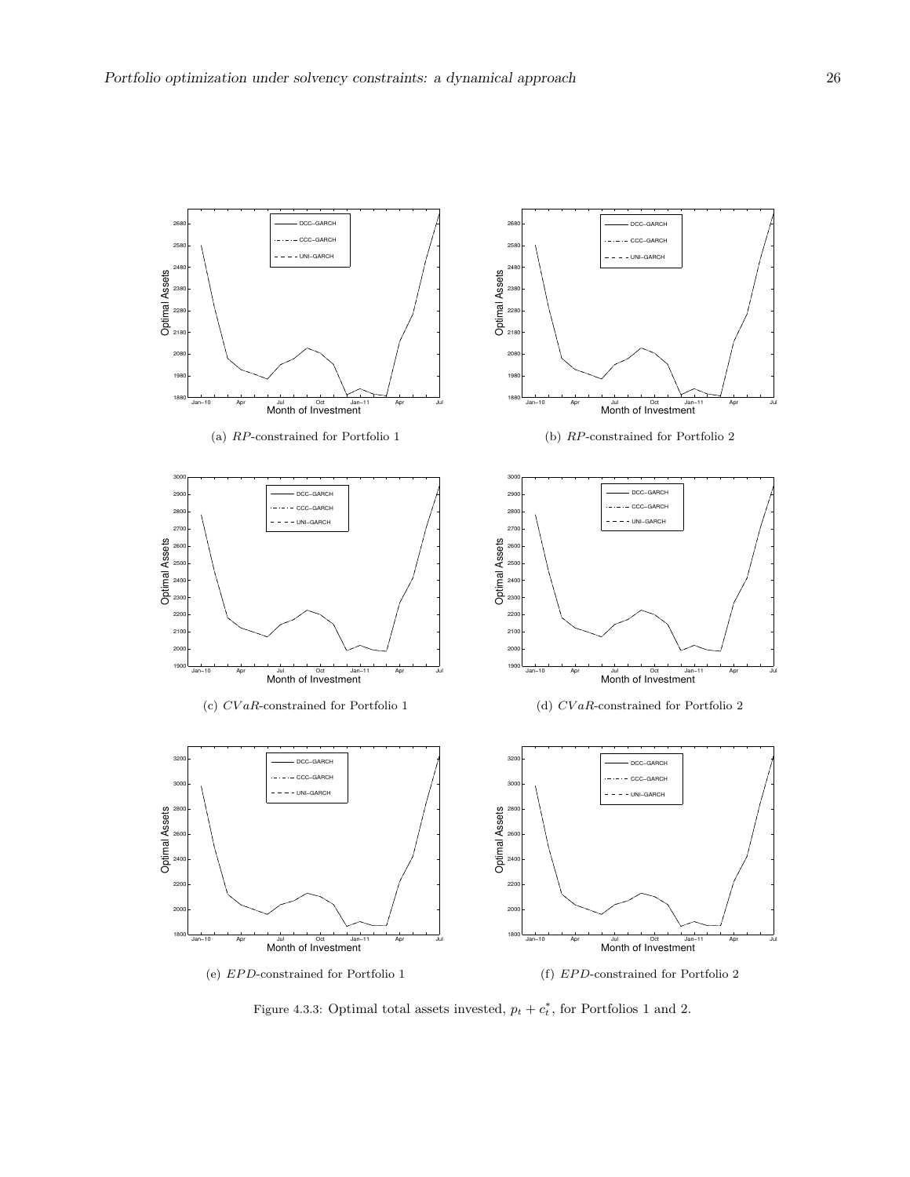(a) $RP$-constrained for Portfolio 1

(b) $RP$-constrained for Portfolio 2

(c) $CVaR$-constrained for Portfolio 1

(d) $CVaR$-constrained for Portfolio 2

(e) $EPD$-constrained for Portfolio 1

(f) $EPD$-constrained for Portfolio 2

Figure 4.3.3: Optimal total assets invested, $p_t + c_t^*$, for Portfolios 1 and 2.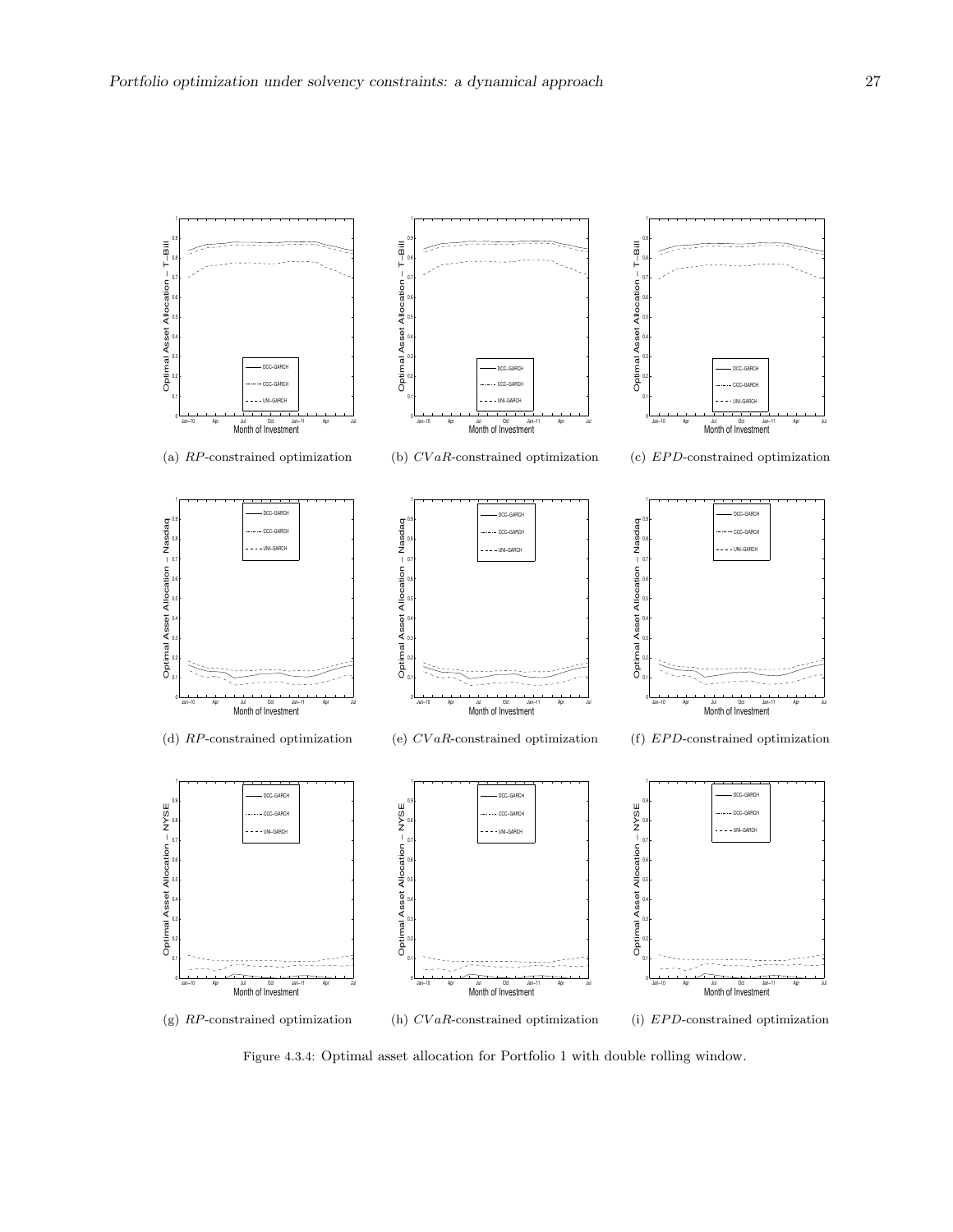(a) $RP$-constrained optimization

(b) $CVaR$-constrained optimization

(c) $EPD$-constrained optimization

(d) $RP$-constrained optimization

(e) $CVaR$-constrained optimization

(f) $EPD$-constrained optimization

(g) $RP$-constrained optimization

(h) $CVaR$-constrained optimization

(i) $EPD$-constrained optimization

Figure 4.3.4: Optimal asset allocation for Portfolio 1 with double rolling window.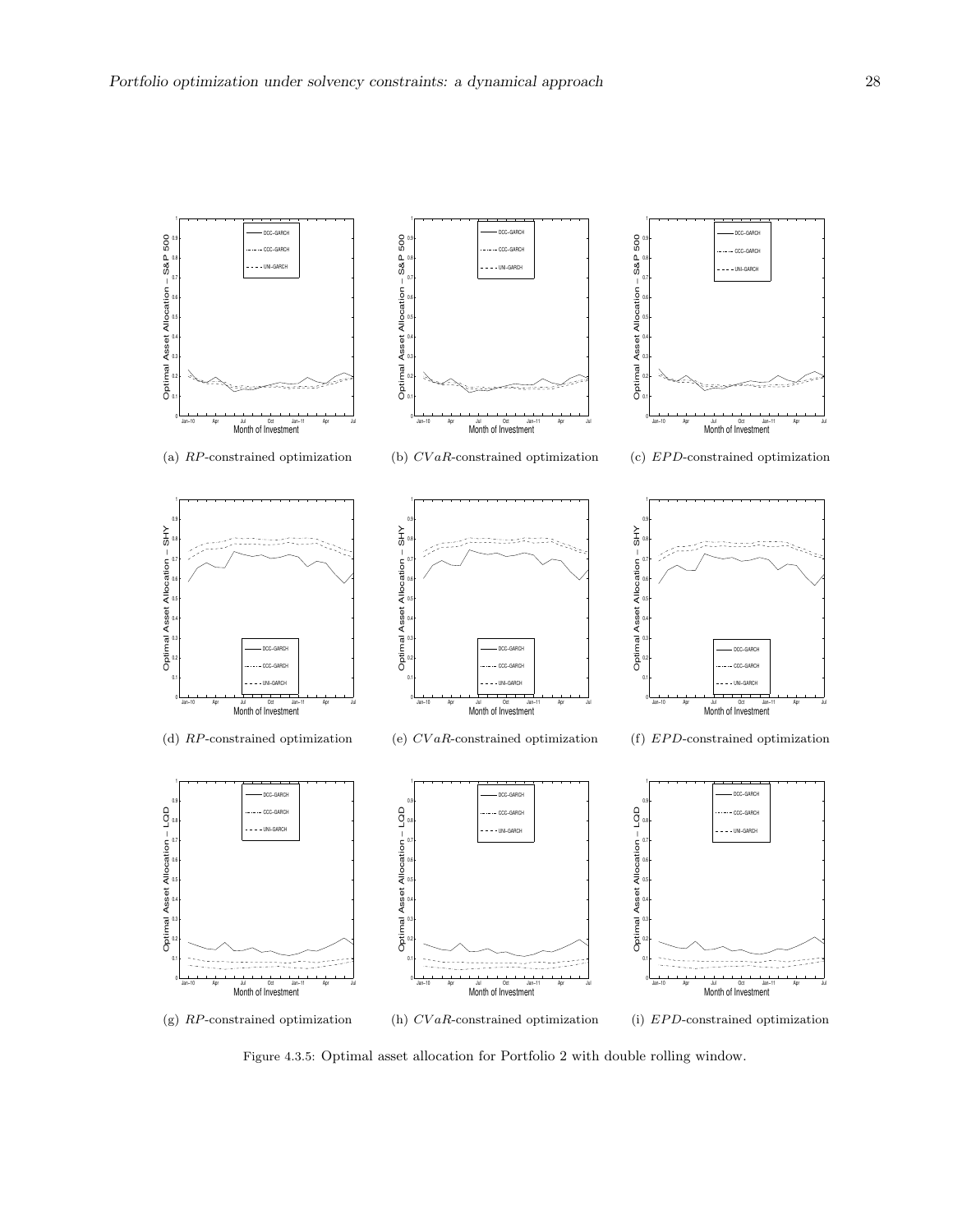(a) $RP$-constrained optimization

(b) $CVaR$-constrained optimization

(c) $EPD$-constrained optimization

(d) $RP$-constrained optimization

(e) $CVaR$-constrained optimization

(f) $EPD$-constrained optimization

(g) $RP$-constrained optimization

(h) $CVaR$-constrained optimization

(i) $EPD$-constrained optimization

Figure 4.3.5: Optimal asset allocation for Portfolio 2 with double rolling window.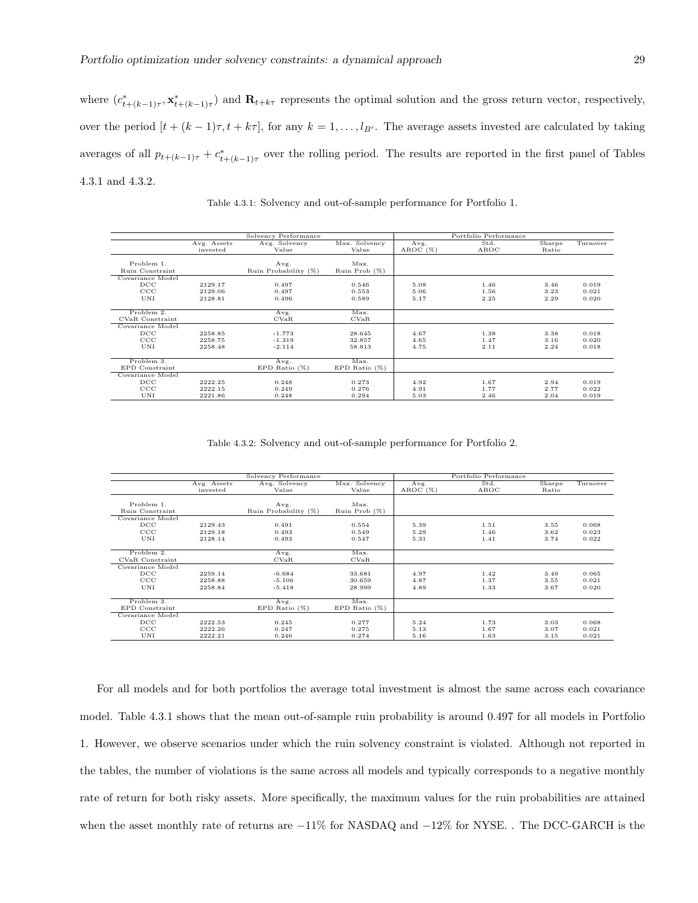where $(c^*_{t+(k-1)\tau}, \mathbf{x}^*_{t+(k-1)\tau})$ and $\mathbf{R}_{t+k\tau}$ represents the optimal solution and the gross return vector, respectively, over the period $[t+(k-1)\tau, t+k\tau]$, for any $k = 1, \ldots, l_{B'}$. The average assets invested are calculated by taking averages of all $p_{t+(k-1)\tau} + c^*_{t+(k-1)\tau}$ over the rolling period. The results are reported in the first panel of Tables 4.3.1 and 4.3.2.

Table 4.3.1: Solvency and out-of-sample performance for Portfolio 1.

| | Solvency Performance | | | Portfolio Performance | | | |
|---|---|---|---|---|---|---|---|
| | Avg. Assets invested | Avg. Solvency Value | Max. Solvency Value | Avg. AROC (%) | Std. AROC | Sharpe Ratio | Turnover |
| Problem 1. Ruin Constraint | | Avg. Ruin Probability (%) | Max. Ruin Prob (%) | | | | |
| Covariance Model | | | | | | | |
| DCC | 2129.17 | 0.497 | 0.546 | 5.08 | 1.46 | 3.46 | 0.019 |
| CCC | 2129.06 | 0.497 | 0.553 | 5.06 | 1.56 | 3.23 | 0.021 |
| UNI | 2128.81 | 0.496 | 0.589 | 5.17 | 2.25 | 2.29 | 0.020 |
| Problem 2. CVaR Constraint | | Avg. CVaR | Max. CVaR | | | | |
| Covariance Model | | | | | | | |
| DCC | 2258.85 | -1.773 | 28.645 | 4.67 | 1.38 | 3.38 | 0.018 |
| CCC | 2258.75 | -1.319 | 32.857 | 4.65 | 1.47 | 3.16 | 0.020 |
| UNI | 2258.48 | -2.114 | 58.813 | 4.75 | 2.11 | 2.24 | 0.018 |
| Problem 3. EPD Constraint | | Avg. EPD Ratio (%) | Max. EPD Ratio (%) | | | | |
| Covariance Model | | | | | | | |
| DCC | 2222.25 | 0.248 | 0.273 | 4.92 | 1.67 | 2.94 | 0.019 |
| CCC | 2222.15 | 0.249 | 0.276 | 4.91 | 1.77 | 2.77 | 0.022 |
| UNI | 2221.86 | 0.248 | 0.294 | 5.03 | 2.46 | 2.04 | 0.019 |

Table 4.3.2: Solvency and out-of-sample performance for Portfolio 2.

| | Solvency Performance | | | Portfolio Performance | | | |
|---|---|---|---|---|---|---|---|
| | Avg. Assets invested | Avg. Solvency Value | Max. Solvency Value | Avg. AROC (%) | Std. AROC | Sharpe Ratio | Turnover |
| Problem 1. Ruin Constraint | | Avg. Ruin Probability (%) | Max. Ruin Prob (%) | | | | |
| Covariance Model | | | | | | | |
| DCC | 2129.43 | 0.491 | 0.554 | 5.39 | 1.51 | 3.55 | 0.068 |
| CCC | 2129.18 | 0.493 | 0.549 | 5.29 | 1.46 | 3.62 | 0.023 |
| UNI | 2128.14 | 0.493 | 0.547 | 5.31 | 1.41 | 3.74 | 0.022 |
| Problem 2. CVaR Constraint | | Avg. CVaR | Max. CVaR | | | | |
| Covariance Model | | | | | | | |
| DCC | 2259.14 | -6.684 | 33.681 | 4.97 | 1.42 | 3.49 | 0.065 |
| CCC | 2258.88 | -5.106 | 30.659 | 4.87 | 1.37 | 3.55 | 0.021 |
| UNI | 2258.84 | -5.418 | 28.999 | 4.89 | 1.33 | 3.67 | 0.020 |
| Problem 3. EPD Constraint | | Avg. EPD Ratio (%) | Max. EPD Ratio (%) | | | | |
| Covariance Model | | | | | | | |
| DCC | 2222.53 | 0.245 | 0.277 | 5.24 | 1.73 | 3.03 | 0.068 |
| CCC | 2222.26 | 0.247 | 0.275 | 5.13 | 1.67 | 3.07 | 0.021 |
| UNI | 2222.21 | 0.246 | 0.274 | 5.16 | 1.63 | 3.15 | 0.021 |

For all models and for both portfolios the average total investment is almost the same across each covariance model. Table 4.3.1 shows that the mean out-of-sample ruin probability is around 0.497 for all models in Portfolio 1. However, we observe scenarios under which the ruin solvency constraint is violated. Although not reported in the tables, the number of violations is the same across all models and typically corresponds to a negative monthly rate of return for both risky assets. More specifically, the maximum values for the ruin probabilities are attained when the asset monthly rate of returns are −11% for NASDAQ and −12% for NYSE. . The DCC-GARCH is the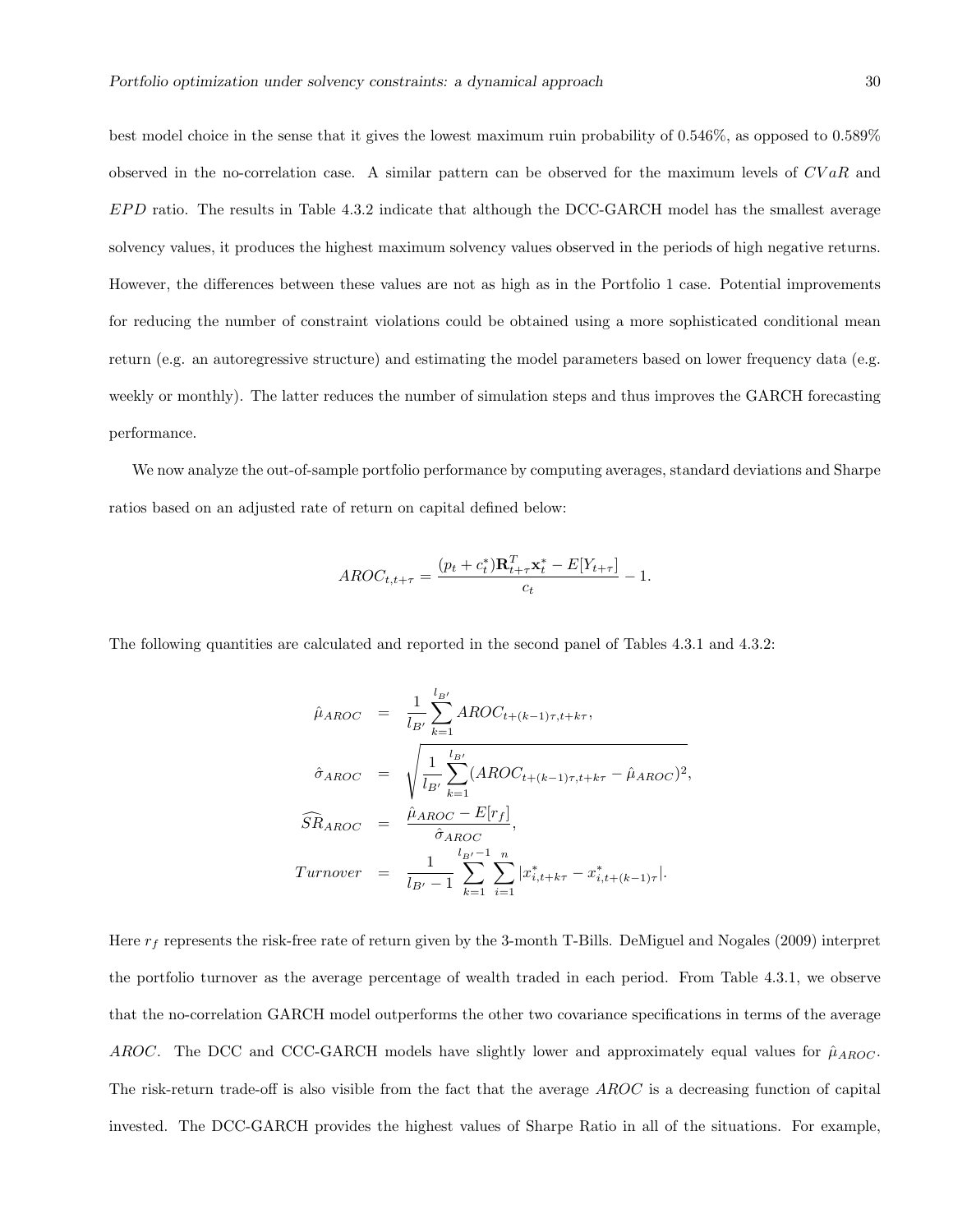best model choice in the sense that it gives the lowest maximum ruin probability of 0.546%, as opposed to 0.589% observed in the no-correlation case. A similar pattern can be observed for the maximum levels of $CVaR$ and $EPD$ ratio. The results in Table 4.3.2 indicate that although the DCC-GARCH model has the smallest average solvency values, it produces the highest maximum solvency values observed in the periods of high negative returns. However, the differences between these values are not as high as in the Portfolio 1 case. Potential improvements for reducing the number of constraint violations could be obtained using a more sophisticated conditional mean return (e.g. an autoregressive structure) and estimating the model parameters based on lower frequency data (e.g. weekly or monthly). The latter reduces the number of simulation steps and thus improves the GARCH forecasting performance.

We now analyze the out-of-sample portfolio performance by computing averages, standard deviations and Sharpe ratios based on an adjusted rate of return on capital defined below:

$$AROC_{t,t+\tau} = \frac{(p_t + c_t^*)\mathbf{R}_{t+\tau}^T \mathbf{x}_t^* - E[Y_{t+\tau}]}{c_t} - 1.$$

The following quantities are calculated and reported in the second panel of Tables 4.3.1 and 4.3.2:

$$\begin{aligned}
\hat{\mu}_{AROC} &= \frac{1}{l_{B'}} \sum_{k=1}^{l_{B'}} AROC_{t+(k-1)\tau, t+k\tau}, \\
\hat{\sigma}_{AROC} &= \sqrt{\frac{1}{l_{B'}} \sum_{k=1}^{l_{B'}} (AROC_{t+(k-1)\tau, t+k\tau} - \hat{\mu}_{AROC})^2}, \\
\widehat{SR}_{AROC} &= \frac{\hat{\mu}_{AROC} - E[r_f]}{\hat{\sigma}_{AROC}}, \\
Turnover &= \frac{1}{l_{B'} - 1} \sum_{k=1}^{l_{B'}-1} \sum_{i=1}^{n} |x_{i,t+k\tau}^* - x_{i,t+(k-1)\tau}^*|.
\end{aligned}$$

Here $r_f$ represents the risk-free rate of return given by the 3-month T-Bills. DeMiguel and Nogales (2009) interpret the portfolio turnover as the average percentage of wealth traded in each period. From Table 4.3.1, we observe that the no-correlation GARCH model outperforms the other two covariance specifications in terms of the average $AROC$. The DCC and CCC-GARCH models have slightly lower and approximately equal values for $\hat{\mu}_{AROC}$. The risk-return trade-off is also visible from the fact that the average $AROC$ is a decreasing function of capital invested. The DCC-GARCH provides the highest values of Sharpe Ratio in all of the situations. For example,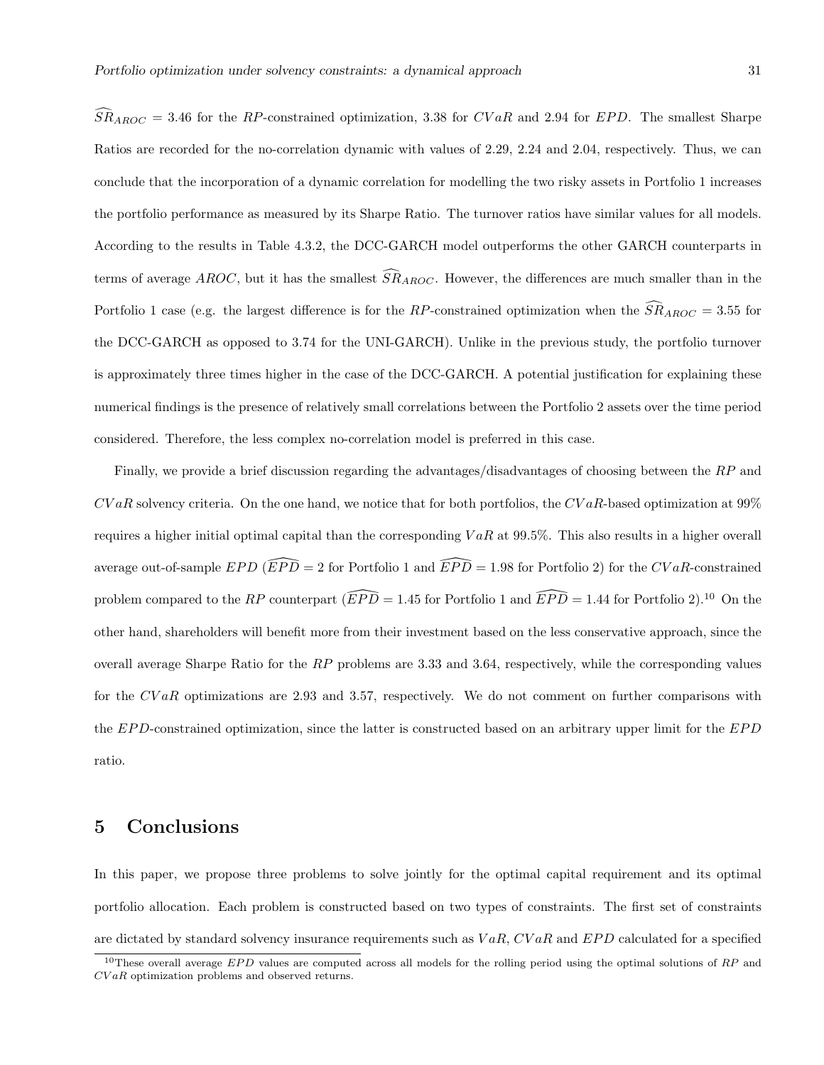$\widehat{SR}_{AROC} = 3.46$ for the $RP$-constrained optimization, 3.38 for $CVaR$ and 2.94 for $EPD$. The smallest Sharpe Ratios are recorded for the no-correlation dynamic with values of 2.29, 2.24 and 2.04, respectively. Thus, we can conclude that the incorporation of a dynamic correlation for modelling the two risky assets in Portfolio 1 increases the portfolio performance as measured by its Sharpe Ratio. The turnover ratios have similar values for all models. According to the results in Table 4.3.2, the DCC-GARCH model outperforms the other GARCH counterparts in terms of average $AROC$, but it has the smallest $\widehat{SR}_{AROC}$. However, the differences are much smaller than in the Portfolio 1 case (e.g. the largest difference is for the $RP$-constrained optimization when the $\widehat{SR}_{AROC} = 3.55$ for the DCC-GARCH as opposed to 3.74 for the UNI-GARCH). Unlike in the previous study, the portfolio turnover is approximately three times higher in the case of the DCC-GARCH. A potential justification for explaining these numerical findings is the presence of relatively small correlations between the Portfolio 2 assets over the time period considered. Therefore, the less complex no-correlation model is preferred in this case.

Finally, we provide a brief discussion regarding the advantages/disadvantages of choosing between the $RP$ and $CVaR$ solvency criteria. On the one hand, we notice that for both portfolios, the $CVaR$-based optimization at 99% requires a higher initial optimal capital than the corresponding $VaR$ at 99.5%. This also results in a higher overall average out-of-sample $EPD$ ($\widehat{EPD} = 2$ for Portfolio 1 and $\widehat{EPD} = 1.98$ for Portfolio 2) for the $CVaR$-constrained problem compared to the $RP$ counterpart ($\widehat{EPD} = 1.45$ for Portfolio 1 and $\widehat{EPD} = 1.44$ for Portfolio 2).[10] On the other hand, shareholders will benefit more from their investment based on the less conservative approach, since the overall average Sharpe Ratio for the $RP$ problems are 3.33 and 3.64, respectively, while the corresponding values for the $CVaR$ optimizations are 2.93 and 3.57, respectively. We do not comment on further comparisons with the $EPD$-constrained optimization, since the latter is constructed based on an arbitrary upper limit for the $EPD$ ratio.

# 5 Conclusions

In this paper, we propose three problems to solve jointly for the optimal capital requirement and its optimal portfolio allocation. Each problem is constructed based on two types of constraints. The first set of constraints are dictated by standard solvency insurance requirements such as $VaR$, $CVaR$ and $EPD$ calculated for a specified

[10] These overall average $EPD$ values are computed across all models for the rolling period using the optimal solutions of $RP$ and $CVaR$ optimization problems and observed returns.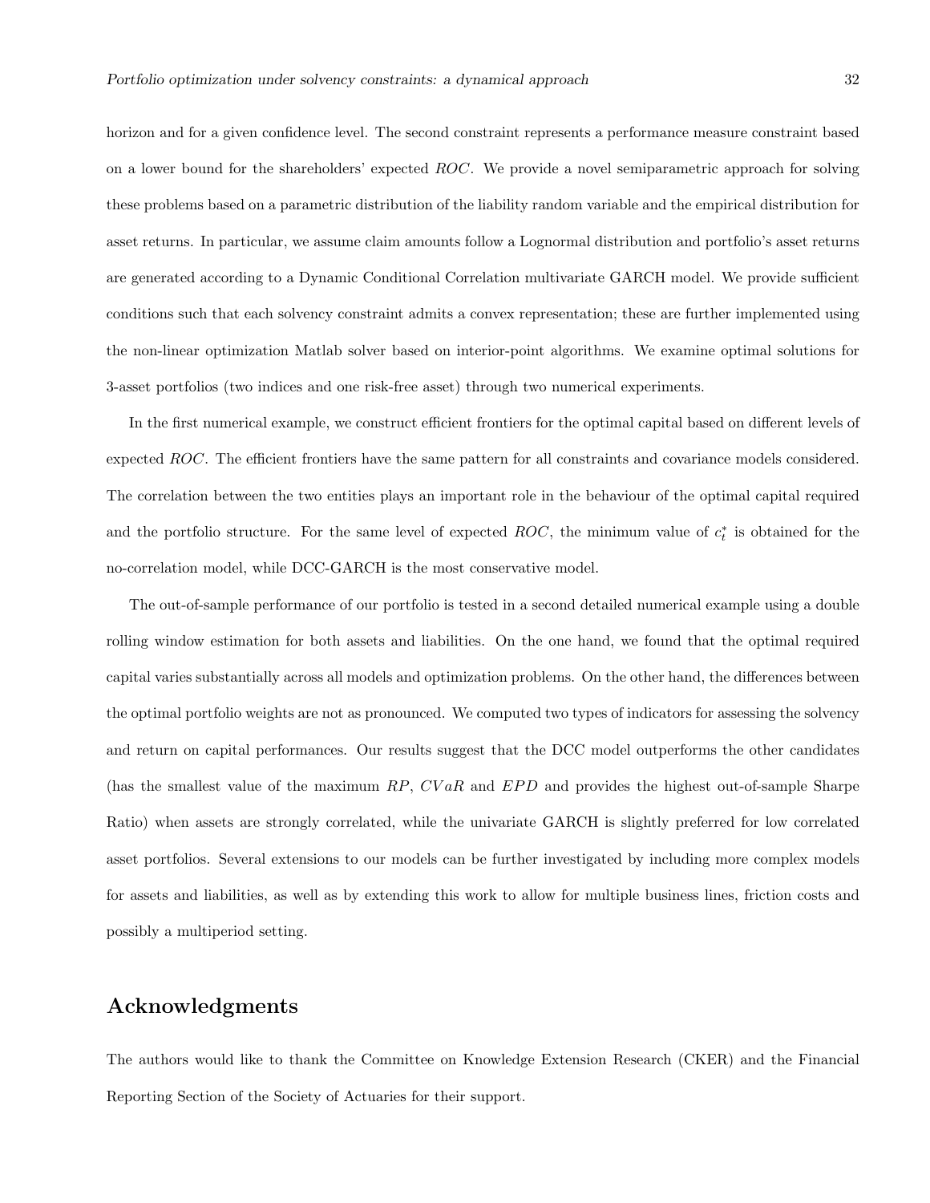horizon and for a given confidence level. The second constraint represents a performance measure constraint based on a lower bound for the shareholders' expected $ROC$. We provide a novel semiparametric approach for solving these problems based on a parametric distribution of the liability random variable and the empirical distribution for asset returns. In particular, we assume claim amounts follow a Lognormal distribution and portfolio's asset returns are generated according to a Dynamic Conditional Correlation multivariate GARCH model. We provide sufficient conditions such that each solvency constraint admits a convex representation; these are further implemented using the non-linear optimization Matlab solver based on interior-point algorithms. We examine optimal solutions for 3-asset portfolios (two indices and one risk-free asset) through two numerical experiments.

In the first numerical example, we construct efficient frontiers for the optimal capital based on different levels of expected $ROC$. The efficient frontiers have the same pattern for all constraints and covariance models considered. The correlation between the two entities plays an important role in the behaviour of the optimal capital required and the portfolio structure. For the same level of expected $ROC$, the minimum value of $c_t^*$ is obtained for the no-correlation model, while DCC-GARCH is the most conservative model.

The out-of-sample performance of our portfolio is tested in a second detailed numerical example using a double rolling window estimation for both assets and liabilities. On the one hand, we found that the optimal required capital varies substantially across all models and optimization problems. On the other hand, the differences between the optimal portfolio weights are not as pronounced. We computed two types of indicators for assessing the solvency and return on capital performances. Our results suggest that the DCC model outperforms the other candidates (has the smallest value of the maximum $RP$, $CVaR$ and $EPD$ and provides the highest out-of-sample Sharpe Ratio) when assets are strongly correlated, while the univariate GARCH is slightly preferred for low correlated asset portfolios. Several extensions to our models can be further investigated by including more complex models for assets and liabilities, as well as by extending this work to allow for multiple business lines, friction costs and possibly a multiperiod setting.

## Acknowledgments

The authors would like to thank the Committee on Knowledge Extension Research (CKER) and the Financial Reporting Section of the Society of Actuaries for their support.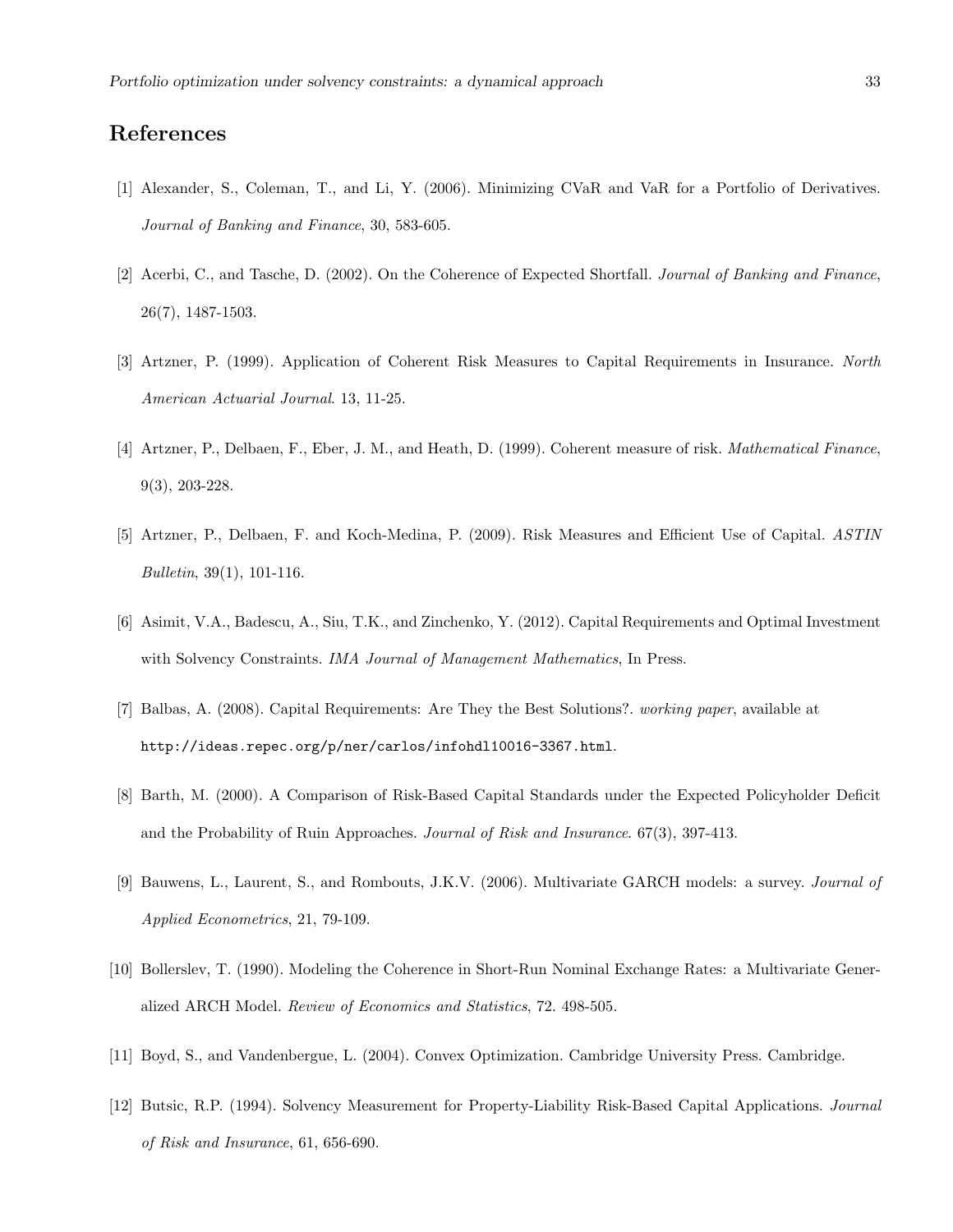# References

[1] Alexander, S., Coleman, T., and Li, Y. (2006). Minimizing CVaR and VaR for a Portfolio of Derivatives. *Journal of Banking and Finance*, 30, 583-605.

[2] Acerbi, C., and Tasche, D. (2002). On the Coherence of Expected Shortfall. *Journal of Banking and Finance*, 26(7), 1487-1503.

[3] Artzner, P. (1999). Application of Coherent Risk Measures to Capital Requirements in Insurance. *North American Actuarial Journal*. 13, 11-25.

[4] Artzner, P., Delbaen, F., Eber, J. M., and Heath, D. (1999). Coherent measure of risk. *Mathematical Finance*, 9(3), 203-228.

[5] Artzner, P., Delbaen, F. and Koch-Medina, P. (2009). Risk Measures and Efficient Use of Capital. *ASTIN Bulletin*, 39(1), 101-116.

[6] Asimit, V.A., Badescu, A., Siu, T.K., and Zinchenko, Y. (2012). Capital Requirements and Optimal Investment with Solvency Constraints. *IMA Journal of Management Mathematics*, In Press.

[7] Balbas, A. (2008). Capital Requirements: Are They the Best Solutions?. *working paper*, available at `http://ideas.repec.org/p/ner/carlos/infohdl10016-3367.html`.

[8] Barth, M. (2000). A Comparison of Risk-Based Capital Standards under the Expected Policyholder Deficit and the Probability of Ruin Approaches. *Journal of Risk and Insurance*. 67(3), 397-413.

[9] Bauwens, L., Laurent, S., and Rombouts, J.K.V. (2006). Multivariate GARCH models: a survey. *Journal of Applied Econometrics*, 21, 79-109.

[10] Bollerslev, T. (1990). Modeling the Coherence in Short-Run Nominal Exchange Rates: a Multivariate Generalized ARCH Model. *Review of Economics and Statistics*, 72. 498-505.

[11] Boyd, S., and Vandenbergue, L. (2004). Convex Optimization. Cambridge University Press. Cambridge.

[12] Butsic, R.P. (1994). Solvency Measurement for Property-Liability Risk-Based Capital Applications. *Journal of Risk and Insurance*, 61, 656-690.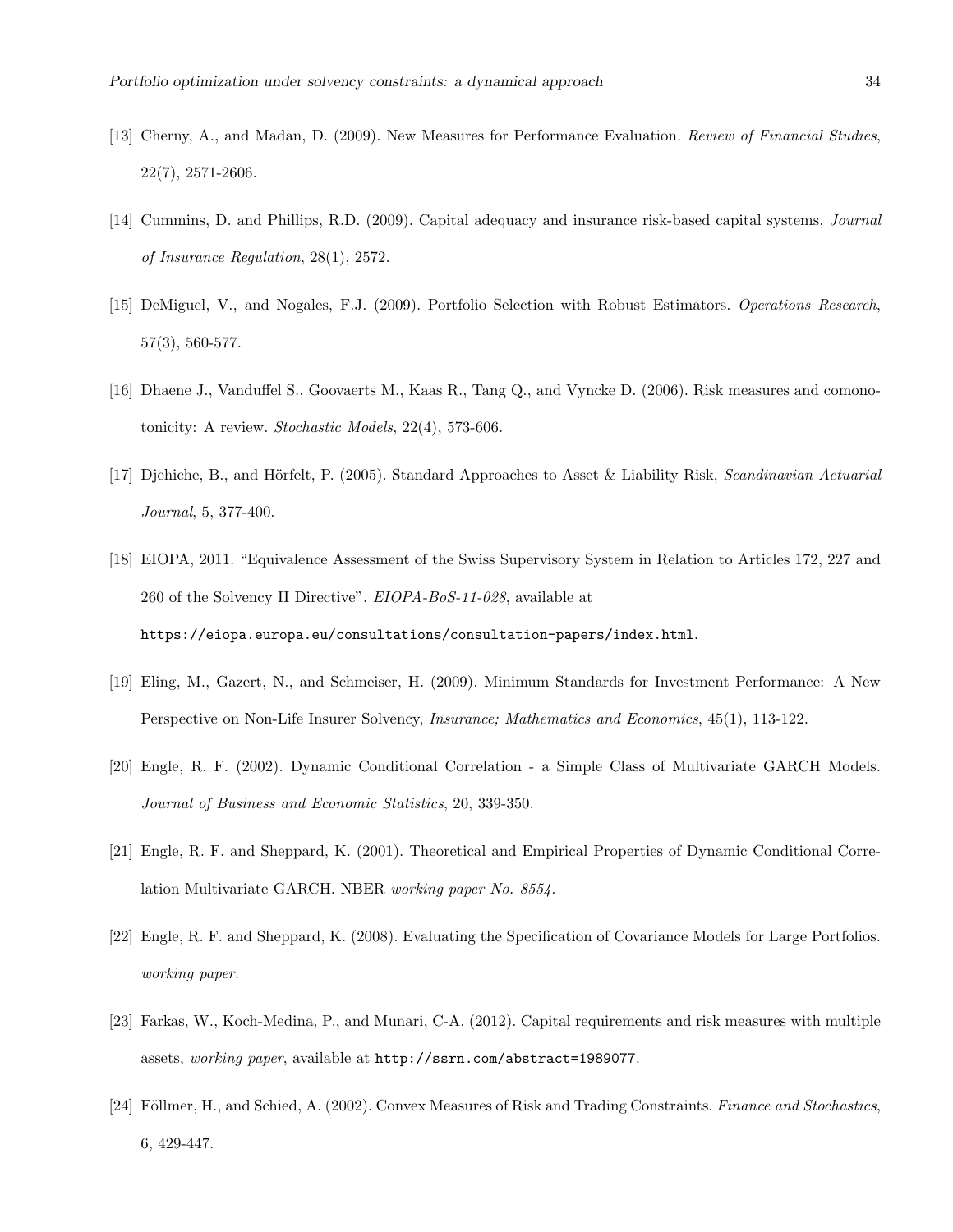[13] Cherny, A., and Madan, D. (2009). New Measures for Performance Evaluation. *Review of Financial Studies*, 22(7), 2571-2606.

[14] Cummins, D. and Phillips, R.D. (2009). Capital adequacy and insurance risk-based capital systems, *Journal of Insurance Regulation*, 28(1), 2572.

[15] DeMiguel, V., and Nogales, F.J. (2009). Portfolio Selection with Robust Estimators. *Operations Research*, 57(3), 560-577.

[16] Dhaene J., Vanduffel S., Goovaerts M., Kaas R., Tang Q., and Vyncke D. (2006). Risk measures and comonotonicity: A review. *Stochastic Models*, 22(4), 573-606.

[17] Djehiche, B., and Hörfelt, P. (2005). Standard Approaches to Asset & Liability Risk, *Scandinavian Actuarial Journal*, 5, 377-400.

[18] EIOPA, 2011. "Equivalence Assessment of the Swiss Supervisory System in Relation to Articles 172, 227 and 260 of the Solvency II Directive". *EIOPA-BoS-11-028*, available at `https://eiopa.europa.eu/consultations/consultation-papers/index.html`.

[19] Eling, M., Gazert, N., and Schmeiser, H. (2009). Minimum Standards for Investment Performance: A New Perspective on Non-Life Insurer Solvency, *Insurance; Mathematics and Economics*, 45(1), 113-122.

[20] Engle, R. F. (2002). Dynamic Conditional Correlation - a Simple Class of Multivariate GARCH Models. *Journal of Business and Economic Statistics*, 20, 339-350.

[21] Engle, R. F. and Sheppard, K. (2001). Theoretical and Empirical Properties of Dynamic Conditional Correlation Multivariate GARCH. NBER *working paper No. 8554*.

[22] Engle, R. F. and Sheppard, K. (2008). Evaluating the Specification of Covariance Models for Large Portfolios. *working paper.*

[23] Farkas, W., Koch-Medina, P., and Munari, C-A. (2012). Capital requirements and risk measures with multiple assets, *working paper*, available at `http://ssrn.com/abstract=1989077`.

[24] Föllmer, H., and Schied, A. (2002). Convex Measures of Risk and Trading Constraints. *Finance and Stochastics*, 6, 429-447.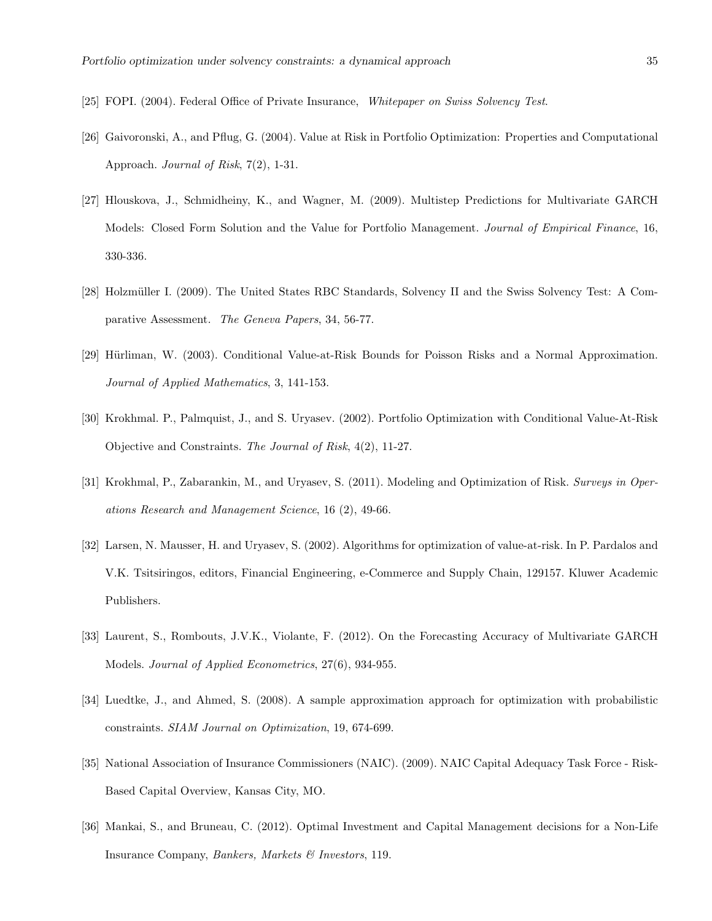[25] FOPI. (2004). Federal Office of Private Insurance, *Whitepaper on Swiss Solvency Test*.

[26] Gaivoronski, A., and Pflug, G. (2004). Value at Risk in Portfolio Optimization: Properties and Computational Approach. *Journal of Risk*, 7(2), 1-31.

[27] Hlouskova, J., Schmidheiny, K., and Wagner, M. (2009). Multistep Predictions for Multivariate GARCH Models: Closed Form Solution and the Value for Portfolio Management. *Journal of Empirical Finance*, 16, 330-336.

[28] Holzmüller I. (2009). The United States RBC Standards, Solvency II and the Swiss Solvency Test: A Comparative Assessment. *The Geneva Papers*, 34, 56-77.

[29] Hürliman, W. (2003). Conditional Value-at-Risk Bounds for Poisson Risks and a Normal Approximation. *Journal of Applied Mathematics*, 3, 141-153.

[30] Krokhmal. P., Palmquist, J., and S. Uryasev. (2002). Portfolio Optimization with Conditional Value-At-Risk Objective and Constraints. *The Journal of Risk*, 4(2), 11-27.

[31] Krokhmal, P., Zabarankin, M., and Uryasev, S. (2011). Modeling and Optimization of Risk. *Surveys in Operations Research and Management Science*, 16 (2), 49-66.

[32] Larsen, N. Mausser, H. and Uryasev, S. (2002). Algorithms for optimization of value-at-risk. In P. Pardalos and V.K. Tsitsiringos, editors, Financial Engineering, e-Commerce and Supply Chain, 129157. Kluwer Academic Publishers.

[33] Laurent, S., Rombouts, J.V.K., Violante, F. (2012). On the Forecasting Accuracy of Multivariate GARCH Models. *Journal of Applied Econometrics*, 27(6), 934-955.

[34] Luedtke, J., and Ahmed, S. (2008). A sample approximation approach for optimization with probabilistic constraints. *SIAM Journal on Optimization*, 19, 674-699.

[35] National Association of Insurance Commissioners (NAIC). (2009). NAIC Capital Adequacy Task Force - Risk-Based Capital Overview, Kansas City, MO.

[36] Mankai, S., and Bruneau, C. (2012). Optimal Investment and Capital Management decisions for a Non-Life Insurance Company, *Bankers, Markets & Investors*, 119.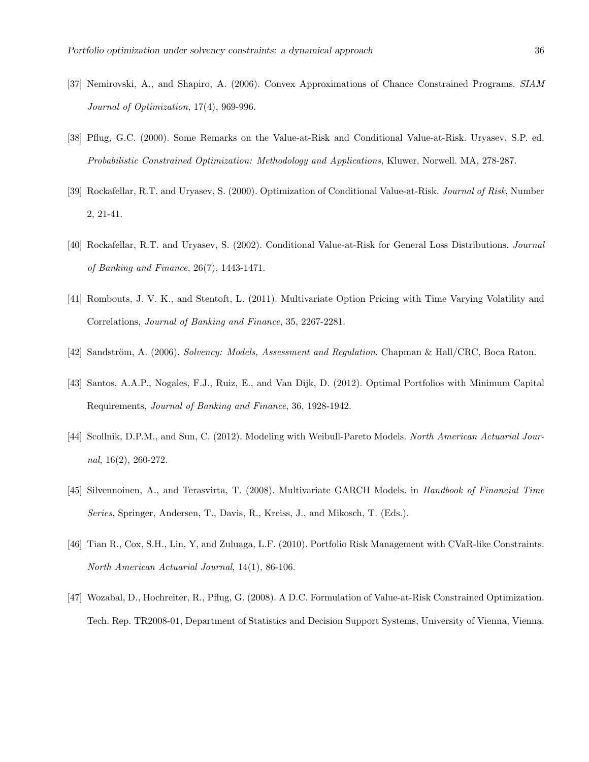[37] Nemirovski, A., and Shapiro, A. (2006). Convex Approximations of Chance Constrained Programs. *SIAM Journal of Optimization*, 17(4), 969-996.

[38] Pflug, G.C. (2000). Some Remarks on the Value-at-Risk and Conditional Value-at-Risk. Uryasev, S.P. ed. *Probabilistic Constrained Optimization: Methodology and Applications*, Kluwer, Norwell. MA, 278-287.

[39] Rockafellar, R.T. and Uryasev, S. (2000). Optimization of Conditional Value-at-Risk. *Journal of Risk*, Number 2, 21-41.

[40] Rockafellar, R.T. and Uryasev, S. (2002). Conditional Value-at-Risk for General Loss Distributions. *Journal of Banking and Finance*, 26(7), 1443-1471.

[41] Rombouts, J. V. K., and Stentoft, L. (2011). Multivariate Option Pricing with Time Varying Volatility and Correlations, *Journal of Banking and Finance*, 35, 2267-2281.

[42] Sandström, A. (2006). *Solvency: Models, Assessment and Regulation*. Chapman & Hall/CRC, Boca Raton.

[43] Santos, A.A.P., Nogales, F.J., Ruiz, E., and Van Dijk, D. (2012). Optimal Portfolios with Minimum Capital Requirements, *Journal of Banking and Finance*, 36, 1928-1942.

[44] Scollnik, D.P.M., and Sun, C. (2012). Modeling with Weibull-Pareto Models. *North American Actuarial Journal*, 16(2), 260-272.

[45] Silvennoinen, A., and Terasvirta, T. (2008). Multivariate GARCH Models. in *Handbook of Financial Time Series*, Springer, Andersen, T., Davis, R., Kreiss, J., and Mikosch, T. (Eds.).

[46] Tian R., Cox, S.H., Lin, Y, and Zuluaga, L.F. (2010). Portfolio Risk Management with CVaR-like Constraints. *North American Actuarial Journal*, 14(1), 86-106.

[47] Wozabal, D., Hochreiter, R., Pflug, G. (2008). A D.C. Formulation of Value-at-Risk Constrained Optimization. Tech. Rep. TR2008-01, Department of Statistics and Decision Support Systems, University of Vienna, Vienna.